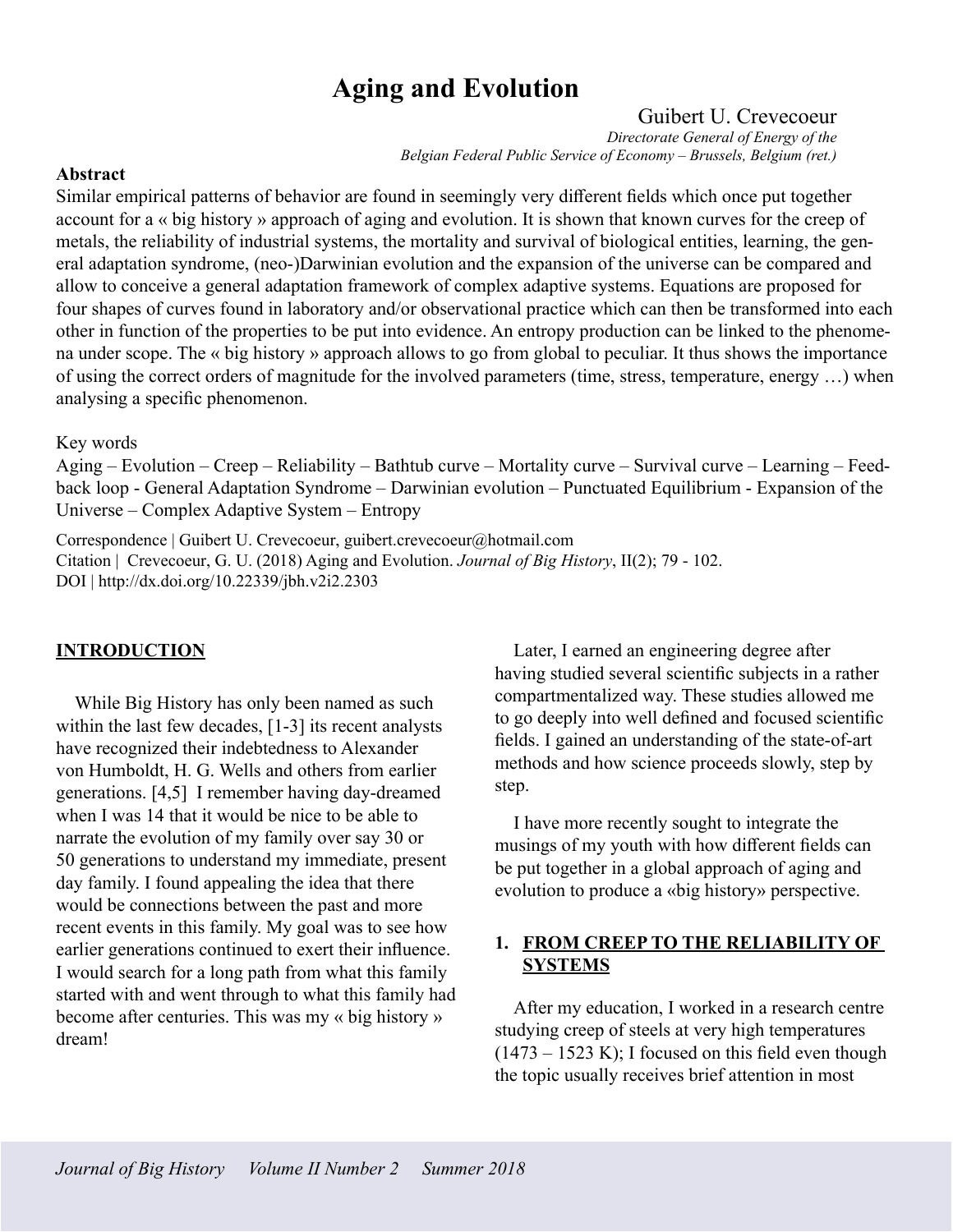# Aging and Evolution

Guibert U. Crevecoeur

*Directorate General of Energy of the Belgian Federal Public Service of Economy – Brussels, Belgium (ret.)*

**Abstract**

Similar empirical patterns of behavior are found in seemingly very different fields which once put together account for a « big history » approach of aging and evolution. It is shown that known curves for the creep of metals, the reliability of industrial systems, the mortality and survival of biological entities, learning, the general adaptation syndrome, (neo-)Darwinian evolution and the expansion of the universe can be compared and allow to conceive a general adaptation framework of complex adaptive systems. Equations are proposed for four shapes of curves found in laboratory and/or observational practice which can then be transformed into each other in function of the properties to be put into evidence. An entropy production can be linked to the phenomena under scope. The « big history » approach allows to go from global to peculiar. It thus shows the importance of using the correct orders of magnitude for the involved parameters (time, stress, temperature, energy …) when analysing a specific phenomenon.

Key words

Aging – Evolution – Creep – Reliability – Bathtub curve – Mortality curve – Survival curve – Learning – Feedback loop - General Adaptation Syndrome – Darwinian evolution – Punctuated Equilibrium - Expansion of the Universe – Complex Adaptive System – Entropy

Correspondence | Guibert U. Crevecoeur, guibert.crevecoeur@hotmail.com
Citation | Crevecoeur, G. U. (2018) Aging and Evolution. *Journal of Big History*, II(2); 79 - 102.
DOI | http://dx.doi.org/10.22339/jbh.v2i2.2303

## INTRODUCTION

While Big History has only been named as such within the last few decades, [1-3] its recent analysts have recognized their indebtedness to Alexander von Humboldt, H. G. Wells and others from earlier generations. [4,5] I remember having day-dreamed when I was 14 that it would be nice to be able to narrate the evolution of my family over say 30 or 50 generations to understand my immediate, present day family. I found appealing the idea that there would be connections between the past and more recent events in this family. My goal was to see how earlier generations continued to exert their influence. I would search for a long path from what this family started with and went through to what this family had become after centuries. This was my « big history » dream!

Later, I earned an engineering degree after having studied several scientific subjects in a rather compartmentalized way. These studies allowed me to go deeply into well defined and focused scientific fields. I gained an understanding of the state-of-art methods and how science proceeds slowly, step by step.

I have more recently sought to integrate the musings of my youth with how different fields can be put together in a global approach of aging and evolution to produce a «big history» perspective.

## 1. FROM CREEP TO THE RELIABILITY OF SYSTEMS

After my education, I worked in a research centre studying creep of steels at very high temperatures (1473 – 1523 K); I focused on this field even though the topic usually receives brief attention in most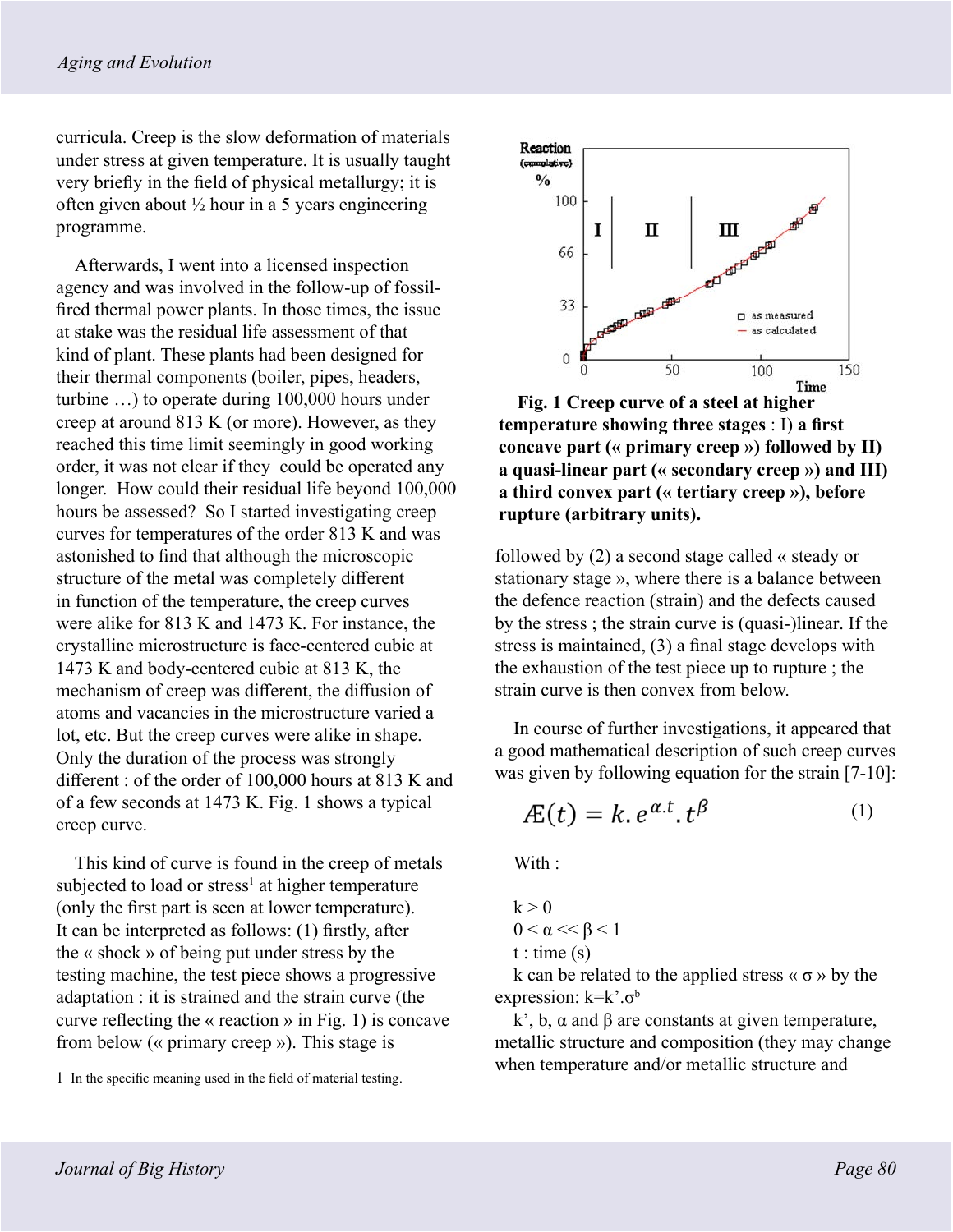curricula. Creep is the slow deformation of materials under stress at given temperature. It is usually taught very briefly in the field of physical metallurgy; it is often given about ½ hour in a 5 years engineering programme.

Afterwards, I went into a licensed inspection agency and was involved in the follow-up of fossil-fired thermal power plants. In those times, the issue at stake was the residual life assessment of that kind of plant. These plants had been designed for their thermal components (boiler, pipes, headers, turbine …) to operate during 100,000 hours under creep at around 813 K (or more). However, as they reached this time limit seemingly in good working order, it was not clear if they could be operated any longer. How could their residual life beyond 100,000 hours be assessed? So I started investigating creep curves for temperatures of the order 813 K and was astonished to find that although the microscopic structure of the metal was completely different in function of the temperature, the creep curves were alike for 813 K and 1473 K. For instance, the crystalline microstructure is face-centered cubic at 1473 K and body-centered cubic at 813 K, the mechanism of creep was different, the diffusion of atoms and vacancies in the microstructure varied a lot, etc. But the creep curves were alike in shape. Only the duration of the process was strongly different : of the order of 100,000 hours at 813 K and of a few seconds at 1473 K. Fig. 1 shows a typical creep curve.

**Fig. 1 Creep curve of a steel at higher temperature showing three stages** : I) **a first concave part (« primary creep ») followed by II) a quasi-linear part (« secondary creep ») and III) a third convex part (« tertiary creep »), before rupture (arbitrary units).**

This kind of curve is found in the creep of metals subjected to load or stress[1] at higher temperature (only the first part is seen at lower temperature). It can be interpreted as follows: (1) firstly, after the « shock » of being put under stress by the testing machine, the test piece shows a progressive adaptation : it is strained and the strain curve (the curve reflecting the « reaction » in Fig. 1) is concave from below (« primary creep »). This stage is followed by (2) a second stage called « steady or stationary stage », where there is a balance between the defence reaction (strain) and the defects caused by the stress ; the strain curve is (quasi-)linear. If the stress is maintained, (3) a final stage develops with the exhaustion of the test piece up to rupture ; the strain curve is then convex from below.

In course of further investigations, it appeared that a good mathematical description of such creep curves was given by following equation for the strain [7-10]:

$$Æ(t) = k.e^{\alpha.t}.t^{\beta} \quad (1)$$

With :

$k > 0$
$0 < \alpha << \beta < 1$
t : time (s)
k can be related to the applied stress « σ » by the expression: $k = k'.\sigma^{b}$
k', b, α and β are constants at given temperature, metallic structure and composition (they may change when temperature and/or metallic structure and

1 In the specific meaning used in the field of material testing.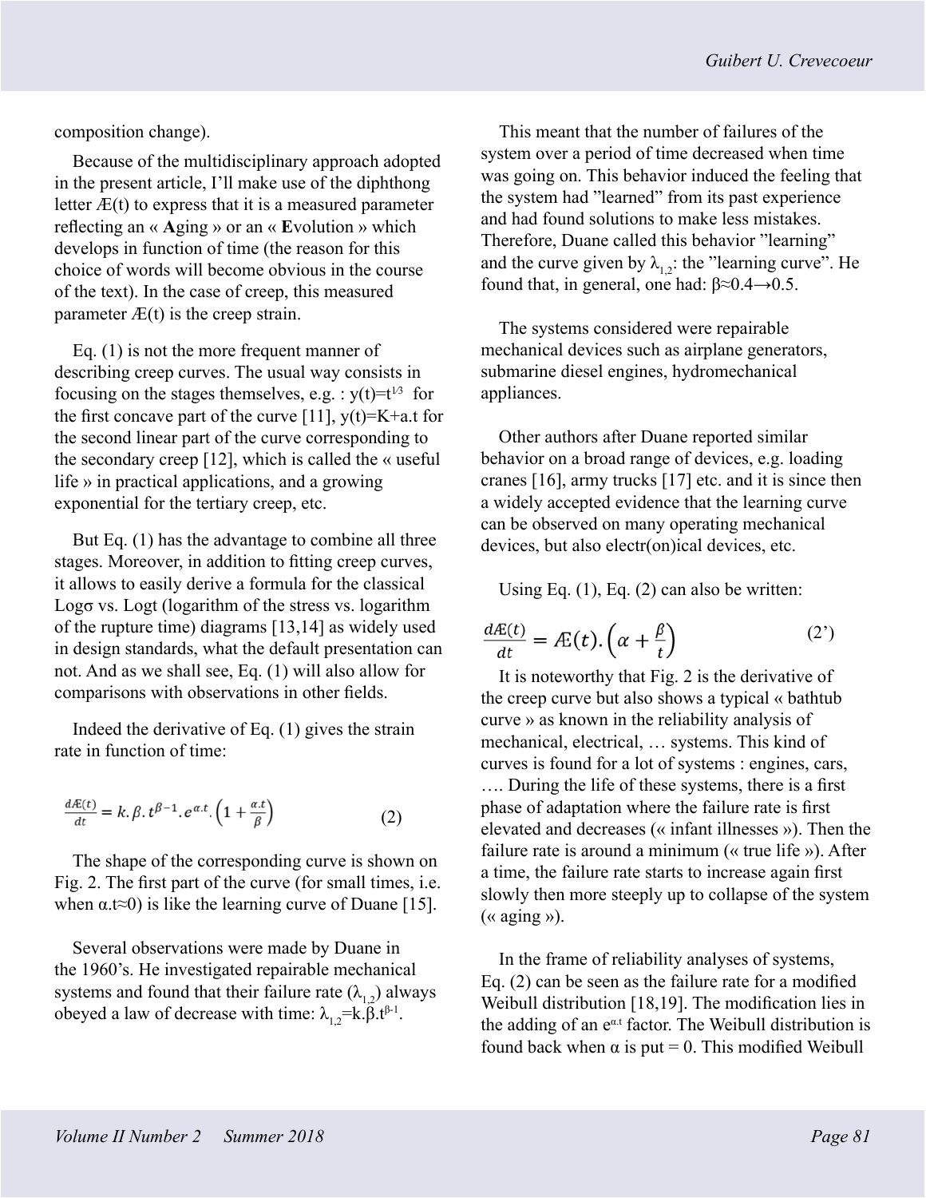composition change).

Because of the multidisciplinary approach adopted in the present article, I'll make use of the diphthong letter Æ(t) to express that it is a measured parameter reflecting an « **A**ging » or an « **E**volution » which develops in function of time (the reason for this choice of words will become obvious in the course of the text). In the case of creep, this measured parameter Æ(t) is the creep strain.

Eq. (1) is not the more frequent manner of describing creep curves. The usual way consists in focusing on the stages themselves, e.g. : $y(t)=t^{1/3}$ for the first concave part of the curve [11], $y(t)=K+a.t$ for the second linear part of the curve corresponding to the secondary creep [12], which is called the « useful life » in practical applications, and a growing exponential for the tertiary creep, etc.

But Eq. (1) has the advantage to combine all three stages. Moreover, in addition to fitting creep curves, it allows to easily derive a formula for the classical Logσ vs. Logt (logarithm of the stress vs. logarithm of the rupture time) diagrams [13,14] as widely used in design standards, what the default presentation can not. And as we shall see, Eq. (1) will also allow for comparisons with observations in other fields.

Indeed the derivative of Eq. (1) gives the strain rate in function of time:

$$\frac{d Æ(t)}{dt} = k.\beta.t^{\beta-1}.e^{\alpha.t}.\left(1+\frac{\alpha.t}{\beta}\right) \tag{2}$$

The shape of the corresponding curve is shown on Fig. 2. The first part of the curve (for small times, i.e. when $\alpha.t\approx 0$) is like the learning curve of Duane [15].

Several observations were made by Duane in the 1960's. He investigated repairable mechanical systems and found that their failure rate ($\lambda_{1,2}$) always obeyed a law of decrease with time: $\lambda_{1,2}=k.\beta.t^{\beta-1}$.

This meant that the number of failures of the system over a period of time decreased when time was going on. This behavior induced the feeling that the system had "learned" from its past experience and had found solutions to make less mistakes. Therefore, Duane called this behavior "learning" and the curve given by $\lambda_{1,2}$: the "learning curve". He found that, in general, one had: $\beta\approx 0.4\rightarrow 0.5$.

The systems considered were repairable mechanical devices such as airplane generators, submarine diesel engines, hydromechanical appliances.

Other authors after Duane reported similar behavior on a broad range of devices, e.g. loading cranes [16], army trucks [17] etc. and it is since then a widely accepted evidence that the learning curve can be observed on many operating mechanical devices, but also electr(on)ical devices, etc.

Using Eq. (1), Eq. (2) can also be written:

$$\frac{d Æ(t)}{dt} = Æ(t).\left(\alpha+\frac{\beta}{t}\right) \tag{2'}$$

It is noteworthy that Fig. 2 is the derivative of the creep curve but also shows a typical « bathtub curve » as known in the reliability analysis of mechanical, electrical, … systems. This kind of curves is found for a lot of systems : engines, cars, …. During the life of these systems, there is a first phase of adaptation where the failure rate is first elevated and decreases (« infant illnesses »). Then the failure rate is around a minimum (« true life »). After a time, the failure rate starts to increase again first slowly then more steeply up to collapse of the system (« aging »).

In the frame of reliability analyses of systems, Eq. (2) can be seen as the failure rate for a modified Weibull distribution [18,19]. The modification lies in the adding of an $e^{\alpha.t}$ factor. The Weibull distribution is found back when $\alpha$ is put = 0. This modified Weibull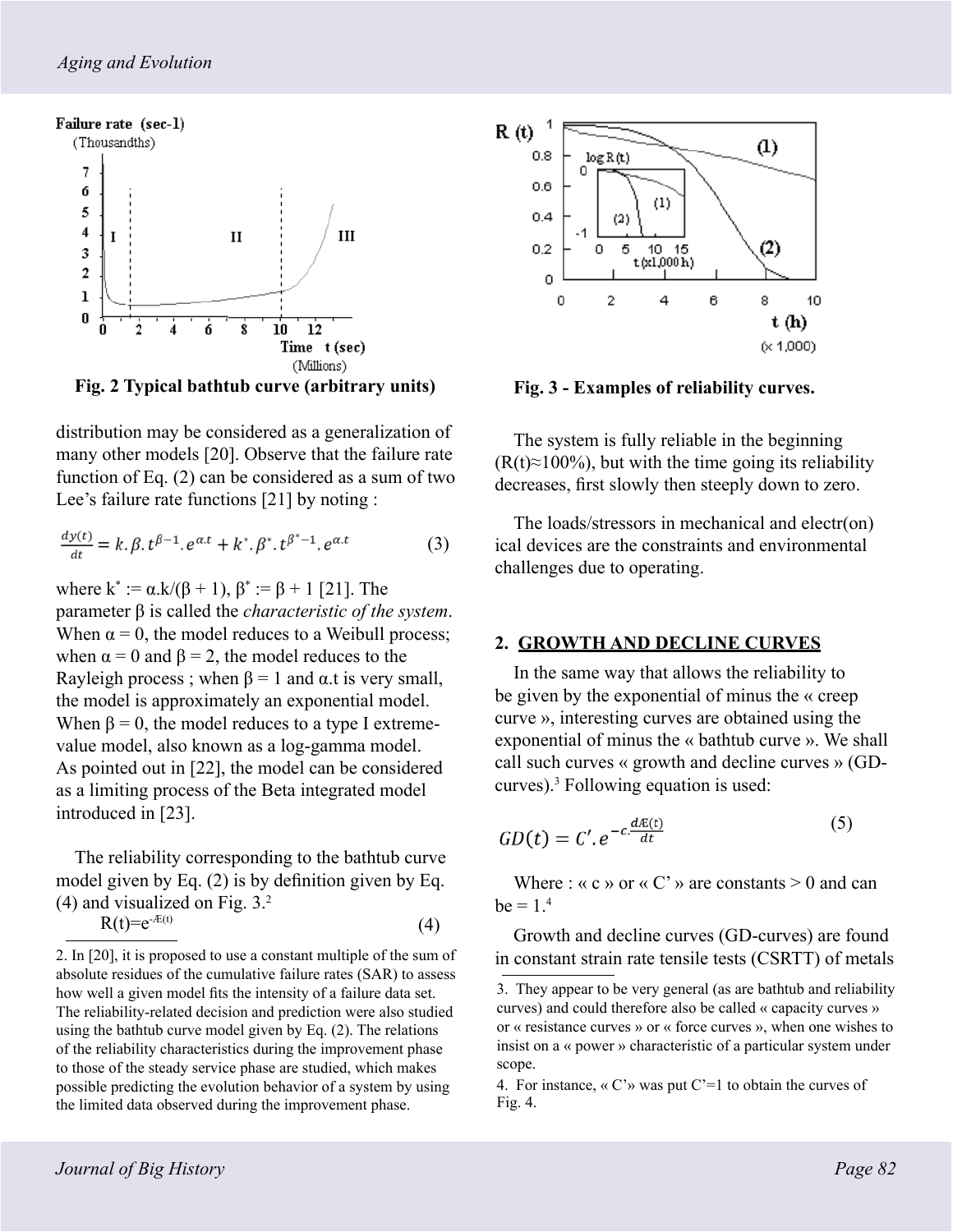Fig. 2 Typical bathtub curve (arbitrary units)

distribution may be considered as a generalization of many other models [20]. Observe that the failure rate function of Eq. (2) can be considered as a sum of two Lee's failure rate functions [21] by noting :

$$\frac{dy(t)}{dt} = k.\beta.t^{\beta-1}.e^{\alpha.t} + k^{*}.\beta^{*}.t^{\beta^{*}-1}.e^{\alpha.t} \qquad (3)$$

where $k^{*} := \alpha.k/(\beta + 1)$, $\beta^{*} := \beta + 1$ [21]. The parameter β is called the *characteristic of the system*. When $\alpha = 0$, the model reduces to a Weibull process; when $\alpha = 0$ and $\beta = 2$, the model reduces to the Rayleigh process ; when $\beta = 1$ and $\alpha.t$ is very small, the model is approximately an exponential model. When $\beta = 0$, the model reduces to a type I extreme-value model, also known as a log-gamma model. As pointed out in [22], the model can be considered as a limiting process of the Beta integrated model introduced in [23].

The reliability corresponding to the bathtub curve model given by Eq. (2) is by definition given by Eq. (4) and visualized on Fig. 3.[2]

$$R(t)=e^{-Æ(t)} \qquad (4)$$

2. In [20], it is proposed to use a constant multiple of the sum of absolute residues of the cumulative failure rates (SAR) to assess how well a given model fits the intensity of a failure data set. The reliability-related decision and prediction were also studied using the bathtub curve model given by Eq. (2). The relations of the reliability characteristics during the improvement phase to those of the steady service phase are studied, which makes possible predicting the evolution behavior of a system by using the limited data observed during the improvement phase.

Fig. 3 - Examples of reliability curves.

The system is fully reliable in the beginning ($R(t) \approx 100\%$), but with the time going its reliability decreases, first slowly then steeply down to zero.

The loads/stressors in mechanical and electr(on) ical devices are the constraints and environmental challenges due to operating.

## 2. GROWTH AND DECLINE CURVES

In the same way that allows the reliability to be given by the exponential of minus the « creep curve », interesting curves are obtained using the exponential of minus the « bathtub curve ». We shall call such curves « growth and decline curves » (GD-curves).[3] Following equation is used:

$$GD(t) = C'.e^{-c.\frac{dÆ(t)}{dt}} \qquad (5)$$

Where : « c » or « C' » are constants > 0 and can be = 1.[4]

Growth and decline curves (GD-curves) are found in constant strain rate tensile tests (CSRTT) of metals

3. They appear to be very general (as are bathtub and reliability curves) and could therefore also be called « capacity curves » or « resistance curves » or « force curves », when one wishes to insist on a « power » characteristic of a particular system under scope.

4. For instance, « C' » was put C'=1 to obtain the curves of Fig. 4.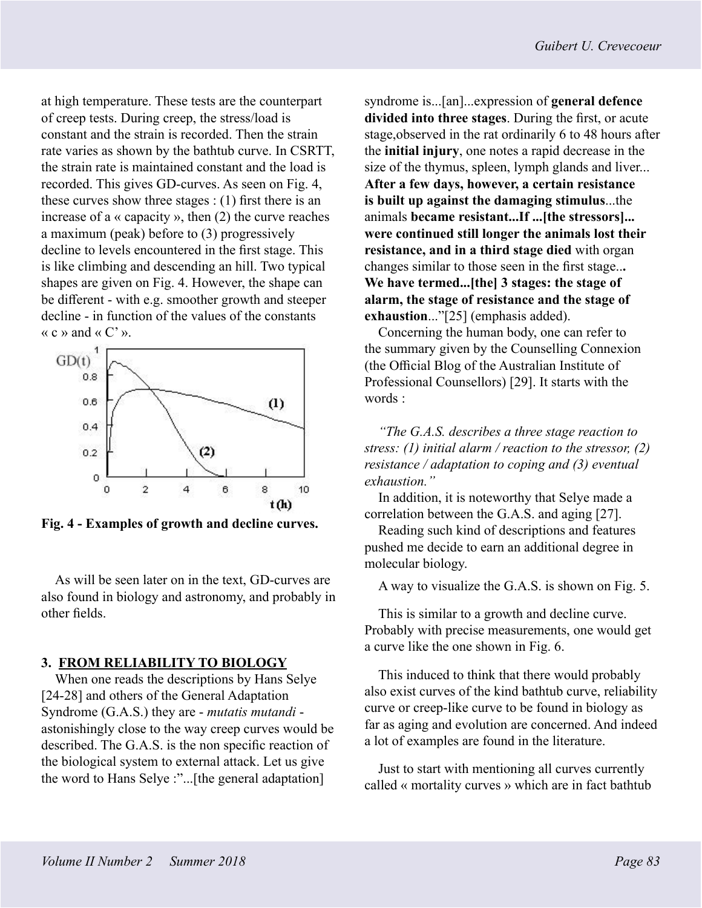at high temperature. These tests are the counterpart of creep tests. During creep, the stress/load is constant and the strain is recorded. Then the strain rate varies as shown by the bathtub curve. In CSRTT, the strain rate is maintained constant and the load is recorded. This gives GD-curves. As seen on Fig. 4, these curves show three stages : (1) first there is an increase of a « capacity », then (2) the curve reaches a maximum (peak) before to (3) progressively decline to levels encountered in the first stage. This is like climbing and descending an hill. Two typical shapes are given on Fig. 4. However, the shape can be different - with e.g. smoother growth and steeper decline - in function of the values of the constants « c » and « C' ».

**Fig. 4 - Examples of growth and decline curves.**

As will be seen later on in the text, GD-curves are also found in biology and astronomy, and probably in other fields.

## 3. FROM RELIABILITY TO BIOLOGY

When one reads the descriptions by Hans Selye [24-28] and others of the General Adaptation Syndrome (G.A.S.) they are - *mutatis mutandi* - astonishingly close to the way creep curves would be described. The G.A.S. is the non specific reaction of the biological system to external attack. Let us give the word to Hans Selye :"...[the general adaptation] syndrome is...[an]...expression of **general defence divided into three stages**. During the first, or acute stage,observed in the rat ordinarily 6 to 48 hours after the **initial injury**, one notes a rapid decrease in the size of the thymus, spleen, lymph glands and liver... **After a few days, however, a certain resistance is built up against the damaging stimulus**...the animals **became resistant...If ...[the stressors]... were continued still longer the animals lost their resistance, and in a third stage died** with organ changes similar to those seen in the first stage... **We have termed...[the] 3 stages: the stage of alarm, the stage of resistance and the stage of exhaustion**..."[25] (emphasis added).

Concerning the human body, one can refer to the summary given by the Counselling Connexion (the Official Blog of the Australian Institute of Professional Counsellors) [29]. It starts with the words :

*"The G.A.S. describes a three stage reaction to stress: (1) initial alarm / reaction to the stressor, (2) resistance / adaptation to coping and (3) eventual exhaustion."*

In addition, it is noteworthy that Selye made a correlation between the G.A.S. and aging [27].

Reading such kind of descriptions and features pushed me decide to earn an additional degree in molecular biology.

A way to visualize the G.A.S. is shown on Fig. 5.

This is similar to a growth and decline curve. Probably with precise measurements, one would get a curve like the one shown in Fig. 6.

This induced to think that there would probably also exist curves of the kind bathtub curve, reliability curve or creep-like curve to be found in biology as far as aging and evolution are concerned. And indeed a lot of examples are found in the literature.

Just to start with mentioning all curves currently called « mortality curves » which are in fact bathtub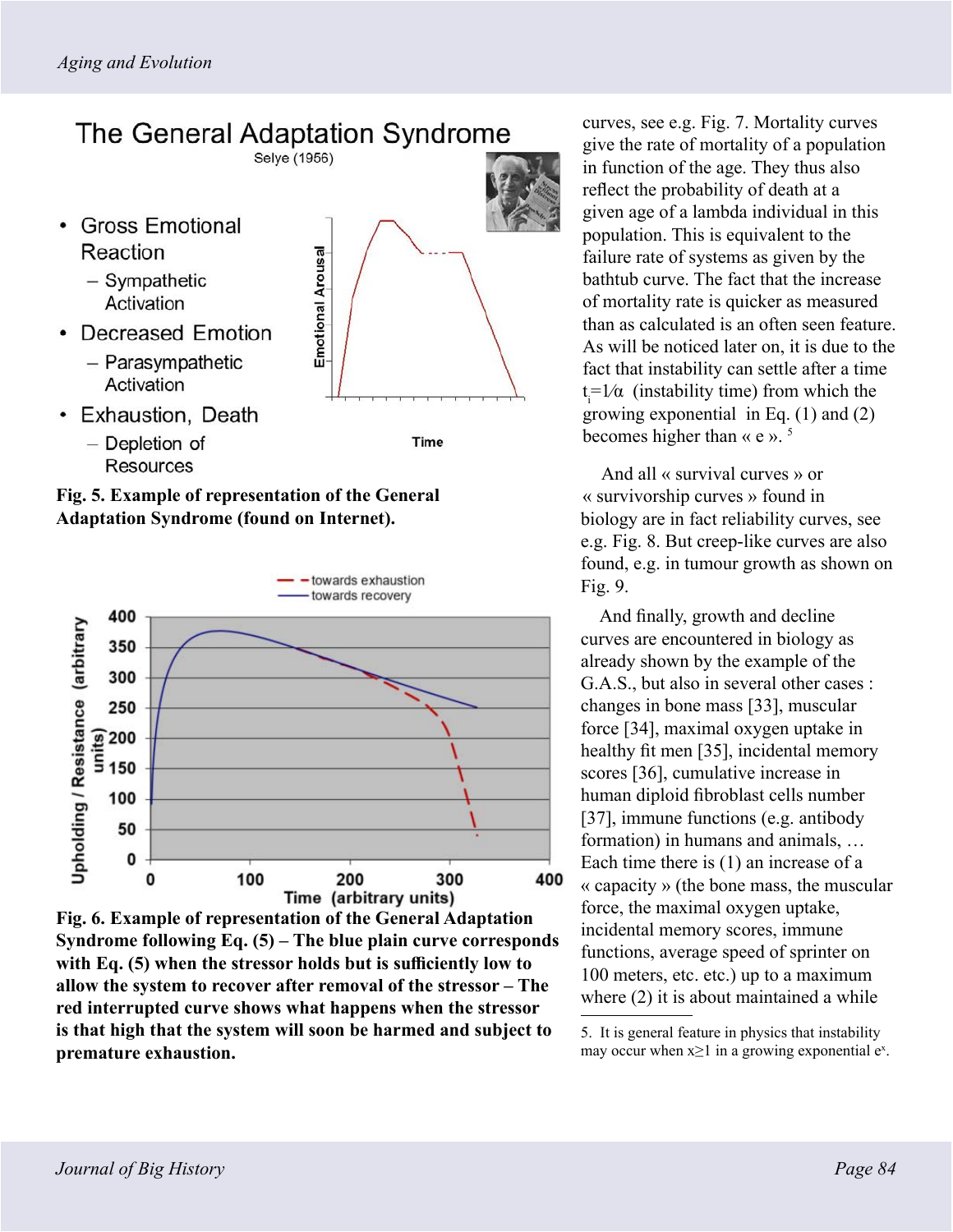**Fig. 5. Example of representation of the General Adaptation Syndrome (found on Internet).**

**Fig. 6. Example of representation of the General Adaptation Syndrome following Eq. (5) – The blue plain curve corresponds with Eq. (5) when the stressor holds but is sufficiently low to allow the system to recover after removal of the stressor – The red interrupted curve shows what happens when the stressor is that high that the system will soon be harmed and subject to premature exhaustion.**

curves, see e.g. Fig. 7. Mortality curves give the rate of mortality of a population in function of the age. They thus also reflect the probability of death at a given age of a lambda individual in this population. This is equivalent to the failure rate of systems as given by the bathtub curve. The fact that the increase of mortality rate is quicker as measured than as calculated is an often seen feature. As will be noticed later on, it is due to the fact that instability can settle after a time $t_i = 1/\alpha$ (instability time) from which the growing exponential in Eq. (1) and (2) becomes higher than « e ».[5]

And all « survival curves » or « survivorship curves » found in biology are in fact reliability curves, see e.g. Fig. 8. But creep-like curves are also found, e.g. in tumour growth as shown on Fig. 9.

And finally, growth and decline curves are encountered in biology as already shown by the example of the G.A.S., but also in several other cases : changes in bone mass [33], muscular force [34], maximal oxygen uptake in healthy fit men [35], incidental memory scores [36], cumulative increase in human diploid fibroblast cells number [37], immune functions (e.g. antibody formation) in humans and animals, … Each time there is (1) an increase of a « capacity » (the bone mass, the muscular force, the maximal oxygen uptake, incidental memory scores, immune functions, average speed of sprinter on 100 meters, etc. etc.) up to a maximum where (2) it is about maintained a while

5. It is general feature in physics that instability may occur when $x \geq 1$ in a growing exponential $e^x$.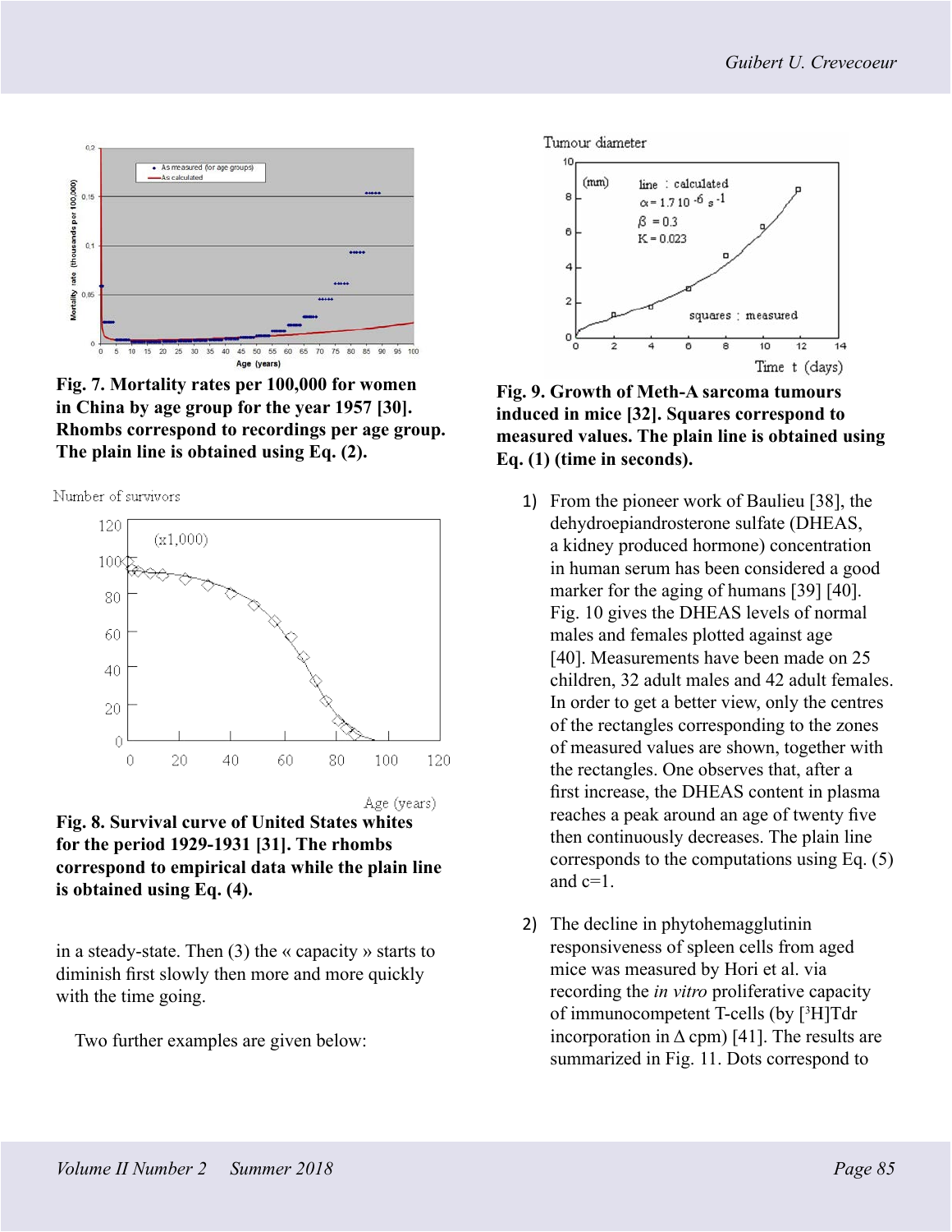**Fig. 7. Mortality rates per 100,000 for women in China by age group for the year 1957 [30]. Rhombs correspond to recordings per age group. The plain line is obtained using Eq. (2).**

**Fig. 8. Survival curve of United States whites for the period 1929-1931 [31]. The rhombs correspond to empirical data while the plain line is obtained using Eq. (4).**

in a steady-state. Then (3) the « capacity » starts to diminish first slowly then more and more quickly with the time going.

Two further examples are given below:

**Fig. 9. Growth of Meth-A sarcoma tumours induced in mice [32]. Squares correspond to measured values. The plain line is obtained using Eq. (1) (time in seconds).**

1) From the pioneer work of Baulieu [38], the dehydroepiandrosterone sulfate (DHEAS, a kidney produced hormone) concentration in human serum has been considered a good marker for the aging of humans [39] [40]. Fig. 10 gives the DHEAS levels of normal males and females plotted against age [40]. Measurements have been made on 25 children, 32 adult males and 42 adult females. In order to get a better view, only the centres of the rectangles corresponding to the zones of measured values are shown, together with the rectangles. One observes that, after a first increase, the DHEAS content in plasma reaches a peak around an age of twenty five then continuously decreases. The plain line corresponds to the computations using Eq. (5) and c=1.

2) The decline in phytohemagglutinin responsiveness of spleen cells from aged mice was measured by Hori et al. via recording the *in vitro* proliferative capacity of immunocompetent T-cells (by $[^3H]$Tdr incorporation in $\Delta$ cpm) [41]. The results are summarized in Fig. 11. Dots correspond to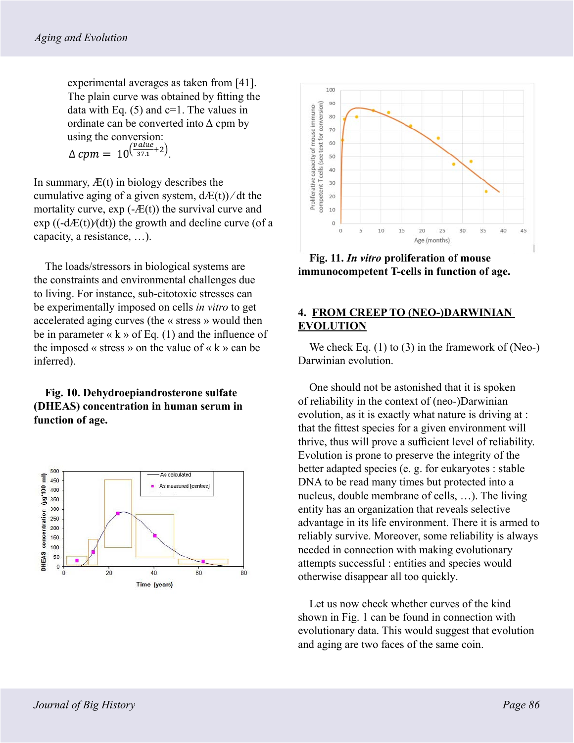experimental averages as taken from [41]. The plain curve was obtained by fitting the data with Eq. (5) and c=1. The values in ordinate can be converted into Δ cpm by using the conversion:

$$\Delta\, cpm = 10^{\left(\frac{value}{37.1}+2\right)}.$$

In summary, Æ(t) in biology describes the cumulative aging of a given system, dÆ(t))/dt the mortality curve, exp (-Æ(t)) the survival curve and exp ((-dÆ(t))/(dt)) the growth and decline curve (of a capacity, a resistance, …).

The loads/stressors in biological systems are the constraints and environmental challenges due to living. For instance, sub-citotoxic stresses can be experimentally imposed on cells *in vitro* to get accelerated aging curves (the « stress » would then be in parameter « k » of Eq. (1) and the influence of the imposed « stress » on the value of « k » can be inferred).

**Fig. 10. Dehydroepiandrosterone sulfate (DHEAS) concentration in human serum in function of age.**

**Fig. 11. *In vitro* proliferation of mouse immunocompetent T-cells in function of age.**

## 4. FROM CREEP TO (NEO-)DARWINIAN EVOLUTION

We check Eq. (1) to (3) in the framework of (Neo-) Darwinian evolution.

One should not be astonished that it is spoken of reliability in the context of (neo-)Darwinian evolution, as it is exactly what nature is driving at : that the fittest species for a given environment will thrive, thus will prove a sufficient level of reliability. Evolution is prone to preserve the integrity of the better adapted species (e. g. for eukaryotes : stable DNA to be read many times but protected into a nucleus, double membrane of cells, …). The living entity has an organization that reveals selective advantage in its life environment. There it is armed to reliably survive. Moreover, some reliability is always needed in connection with making evolutionary attempts successful : entities and species would otherwise disappear all too quickly.

Let us now check whether curves of the kind shown in Fig. 1 can be found in connection with evolutionary data. This would suggest that evolution and aging are two faces of the same coin.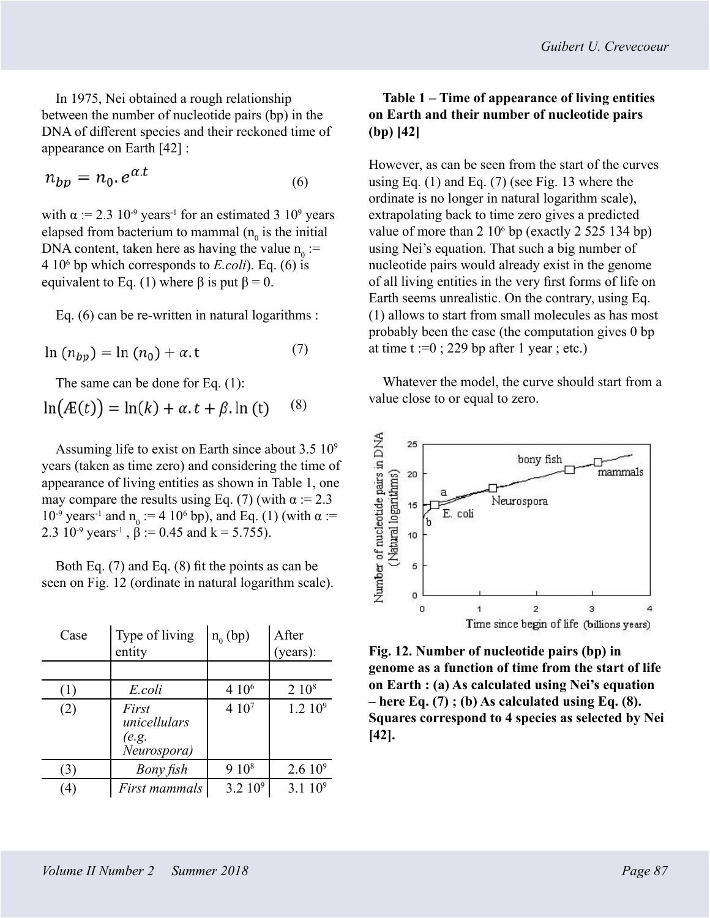In 1975, Nei obtained a rough relationship between the number of nucleotide pairs (bp) in the DNA of different species and their reckoned time of appearance on Earth [42] :

$$n_{bp} = n_0 . e^{\alpha . t} \tag{6}$$

with $\alpha := 2.3\ 10^{-9}$ years$^{-1}$ for an estimated $3\ 10^9$ years elapsed from bacterium to mammal ($n_0$ is the initial DNA content, taken here as having the value $n_0 := 4\ 10^6$ bp which corresponds to *E.coli*). Eq. (6) is equivalent to Eq. (1) where β is put β = 0.

Eq. (6) can be re-written in natural logarithms :

$$\ln (n_{bp}) = \ln (n_0) + \alpha . t \tag{7}$$

The same can be done for Eq. (1):

$$\ln\big(Æ(t)\big) = \ln(k) + \alpha . t + \beta . \ln (t) \tag{8}$$

Assuming life to exist on Earth since about $3.5\ 10^9$ years (taken as time zero) and considering the time of appearance of living entities as shown in Table 1, one may compare the results using Eq. (7) (with $\alpha := 2.3\ 10^{-9}$ years$^{-1}$ and $n_0 := 4\ 10^6$ bp), and Eq. (1) (with $\alpha := 2.3\ 10^{-9}$ years$^{-1}$ , $\beta := 0.45$ and $k = 5.755$).

Both Eq. (7) and Eq. (8) fit the points as can be seen on Fig. 12 (ordinate in natural logarithm scale).

| Case | Type of living entity | $n_0$ (bp) | After (years): |
|---|---|---|---|
| | | | |
| (1) | *E.coli* | $4\ 10^6$ | $2\ 10^8$ |
| (2) | *First unicellulars (e.g. Neurospora)* | $4\ 10^7$ | $1.2\ 10^9$ |
| (3) | *Bony fish* | $9\ 10^8$ | $2.6\ 10^9$ |
| (4) | *First mammals* | $3.2\ 10^9$ | $3.1\ 10^9$ |

**Table 1 – Time of appearance of living entities on Earth and their number of nucleotide pairs (bp) [42]**

However, as can be seen from the start of the curves using Eq. (1) and Eq. (7) (see Fig. 13 where the ordinate is no longer in natural logarithm scale), extrapolating back to time zero gives a predicted value of more than $2\ 10^6$ bp (exactly 2 525 134 bp) using Nei's equation. That such a big number of nucleotide pairs would already exist in the genome of all living entities in the very first forms of life on Earth seems unrealistic. On the contrary, using Eq. (1) allows to start from small molecules as has most probably been the case (the computation gives 0 bp at time t :=0 ; 229 bp after 1 year ; etc.)

Whatever the model, the curve should start from a value close to or equal to zero.

**Fig. 12. Number of nucleotide pairs (bp) in genome as a function of time from the start of life on Earth : (a) As calculated using Nei's equation – here Eq. (7) ; (b) As calculated using Eq. (8). Squares correspond to 4 species as selected by Nei [42].**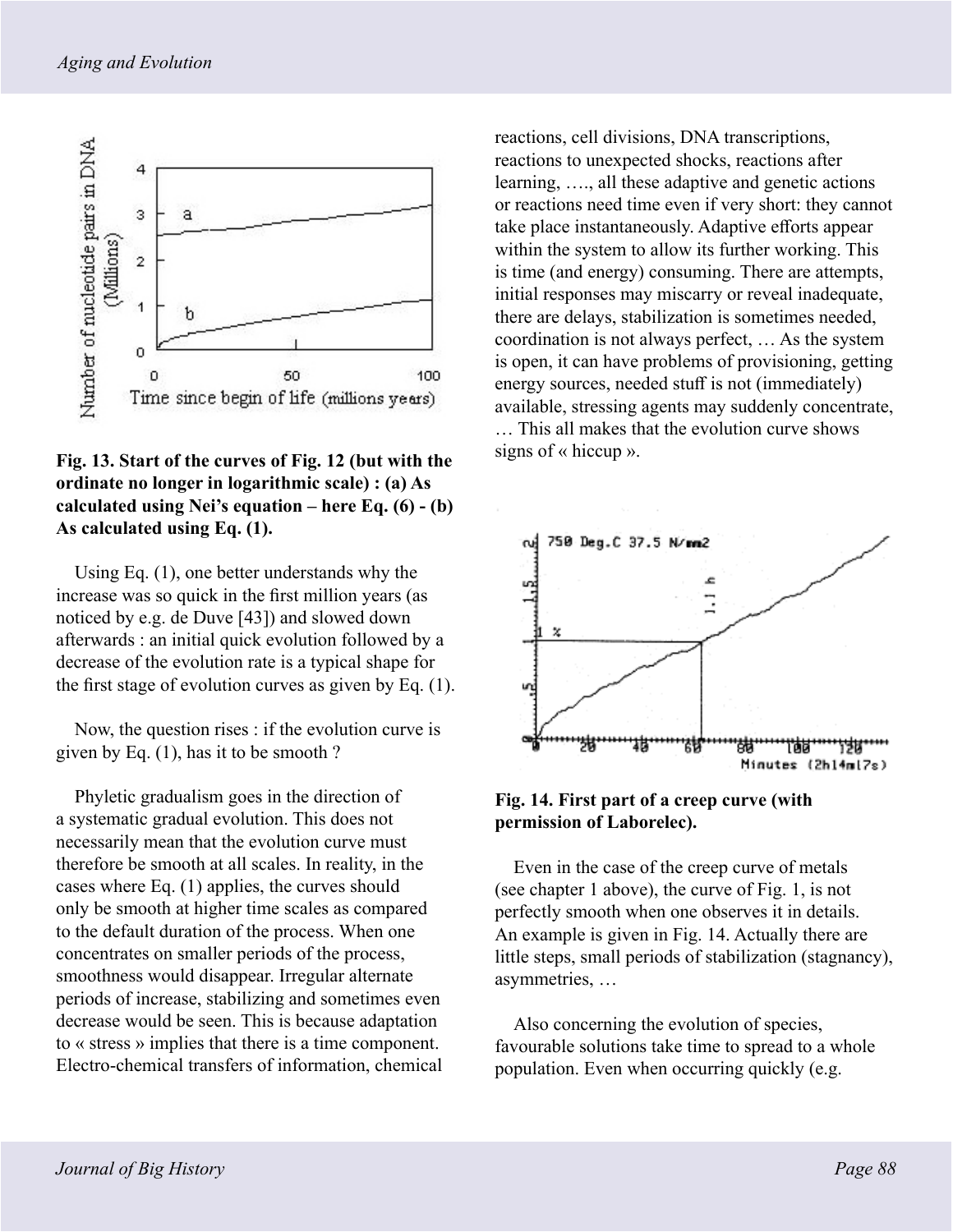**Fig. 13. Start of the curves of Fig. 12 (but with the ordinate no longer in logarithmic scale) : (a) As calculated using Nei's equation – here Eq. (6) - (b) As calculated using Eq. (1).**

Using Eq. (1), one better understands why the increase was so quick in the first million years (as noticed by e.g. de Duve [43]) and slowed down afterwards : an initial quick evolution followed by a decrease of the evolution rate is a typical shape for the first stage of evolution curves as given by Eq. (1).

Now, the question rises : if the evolution curve is given by Eq. (1), has it to be smooth ?

Phyletic gradualism goes in the direction of a systematic gradual evolution. This does not necessarily mean that the evolution curve must therefore be smooth at all scales. In reality, in the cases where Eq. (1) applies, the curves should only be smooth at higher time scales as compared to the default duration of the process. When one concentrates on smaller periods of the process, smoothness would disappear. Irregular alternate periods of increase, stabilizing and sometimes even decrease would be seen. This is because adaptation to « stress » implies that there is a time component. Electro-chemical transfers of information, chemical reactions, cell divisions, DNA transcriptions, reactions to unexpected shocks, reactions after learning, …., all these adaptive and genetic actions or reactions need time even if very short: they cannot take place instantaneously. Adaptive efforts appear within the system to allow its further working. This is time (and energy) consuming. There are attempts, initial responses may miscarry or reveal inadequate, there are delays, stabilization is sometimes needed, coordination is not always perfect, … As the system is open, it can have problems of provisioning, getting energy sources, needed stuff is not (immediately) available, stressing agents may suddenly concentrate, … This all makes that the evolution curve shows signs of « hiccup ».

**Fig. 14. First part of a creep curve (with permission of Laborelec).**

Even in the case of the creep curve of metals (see chapter 1 above), the curve of Fig. 1, is not perfectly smooth when one observes it in details. An example is given in Fig. 14. Actually there are little steps, small periods of stabilization (stagnancy), asymmetries, …

Also concerning the evolution of species, favourable solutions take time to spread to a whole population. Even when occurring quickly (e.g.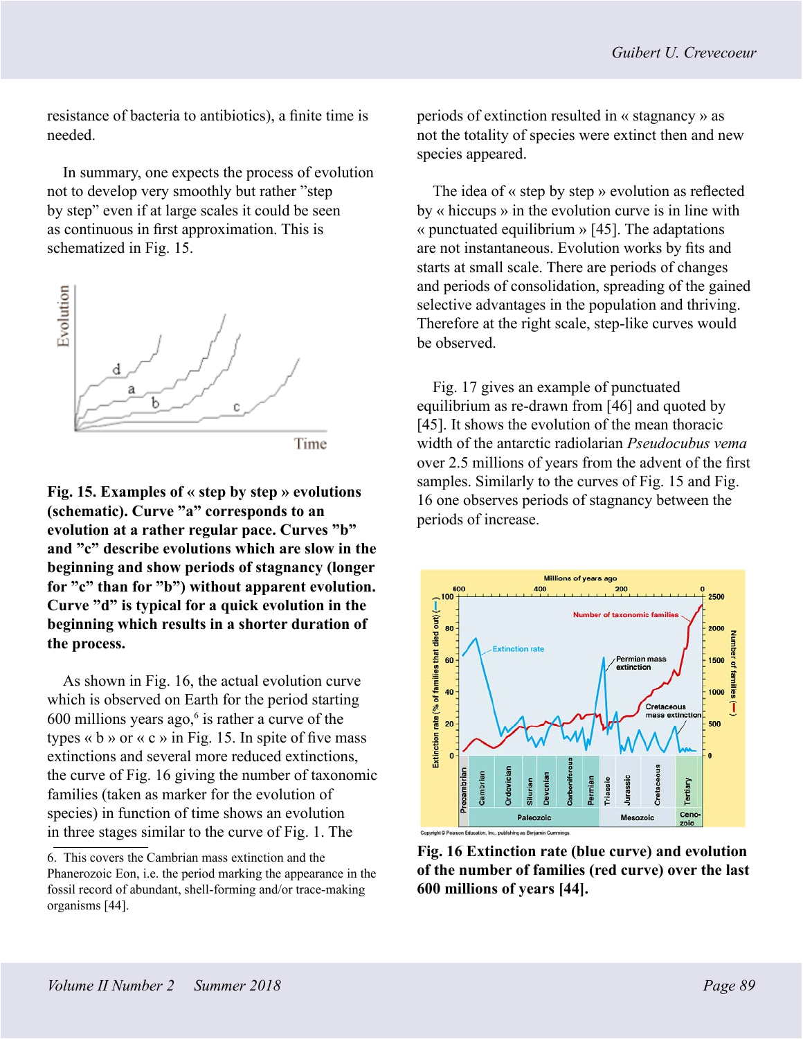resistance of bacteria to antibiotics), a finite time is needed.

In summary, one expects the process of evolution not to develop very smoothly but rather "step by step" even if at large scales it could be seen as continuous in first approximation. This is schematized in Fig. 15.

**Fig. 15. Examples of « step by step » evolutions (schematic). Curve "a" corresponds to an evolution at a rather regular pace. Curves "b" and "c" describe evolutions which are slow in the beginning and show periods of stagnancy (longer for "c" than for "b") without apparent evolution. Curve "d" is typical for a quick evolution in the beginning which results in a shorter duration of the process.**

As shown in Fig. 16, the actual evolution curve which is observed on Earth for the period starting 600 millions years ago,[6] is rather a curve of the types « b » or « c » in Fig. 15. In spite of five mass extinctions and several more reduced extinctions, the curve of Fig. 16 giving the number of taxonomic families (taken as marker for the evolution of species) in function of time shows an evolution in three stages similar to the curve of Fig. 1. The periods of extinction resulted in « stagnancy » as not the totality of species were extinct then and new species appeared.

The idea of « step by step » evolution as reflected by « hiccups » in the evolution curve is in line with « punctuated equilibrium » [45]. The adaptations are not instantaneous. Evolution works by fits and starts at small scale. There are periods of changes and periods of consolidation, spreading of the gained selective advantages in the population and thriving. Therefore at the right scale, step-like curves would be observed.

Fig. 17 gives an example of punctuated equilibrium as re-drawn from [46] and quoted by [45]. It shows the evolution of the mean thoracic width of the antarctic radiolarian *Pseudocubus vema* over 2.5 millions of years from the advent of the first samples. Similarly to the curves of Fig. 15 and Fig. 16 one observes periods of stagnancy between the periods of increase.

**Fig. 16 Extinction rate (blue curve) and evolution of the number of families (red curve) over the last 600 millions of years [44].**

---

6. This covers the Cambrian mass extinction and the Phanerozoic Eon, i.e. the period marking the appearance in the fossil record of abundant, shell-forming and/or trace-making organisms [44].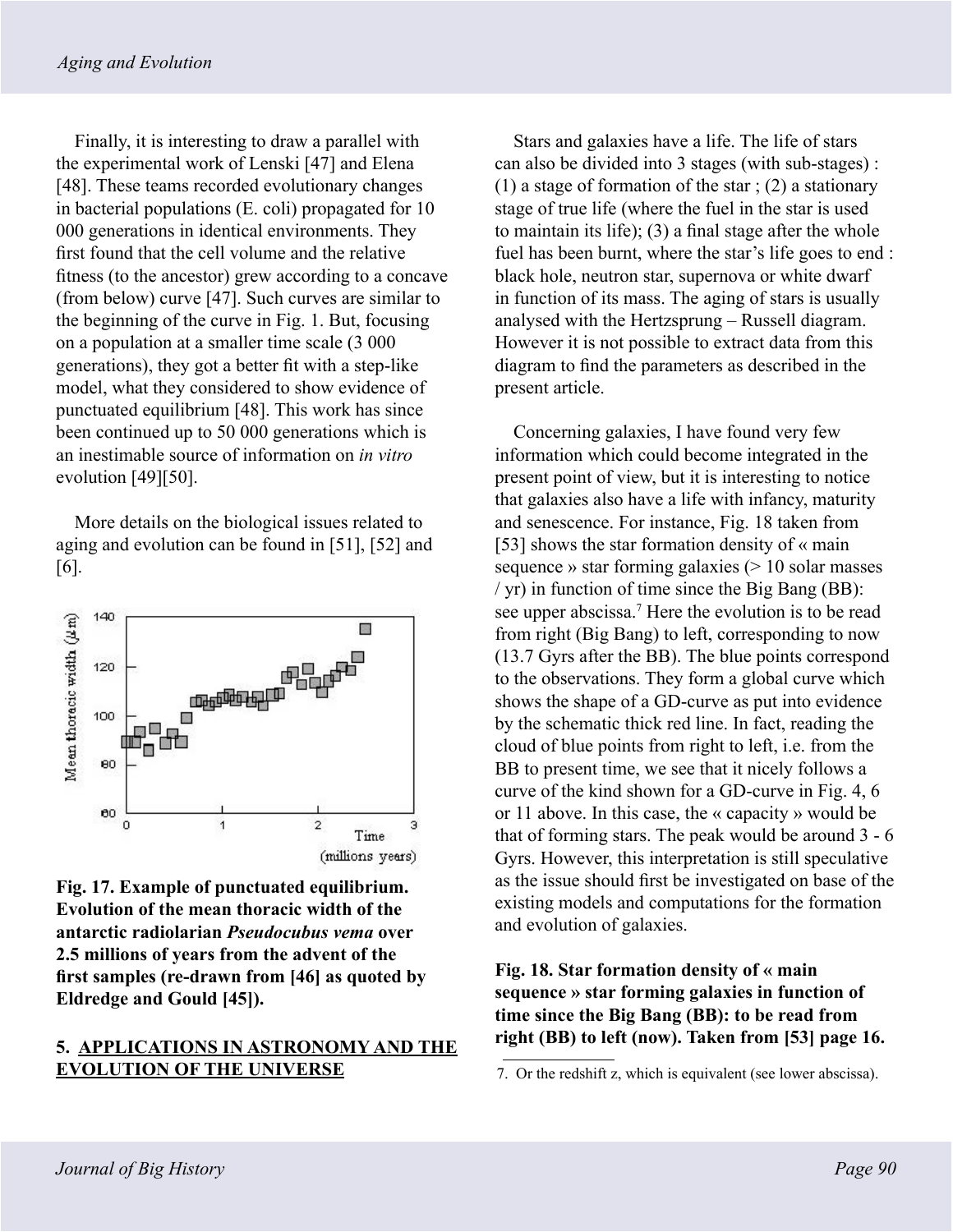Finally, it is interesting to draw a parallel with the experimental work of Lenski [47] and Elena [48]. These teams recorded evolutionary changes in bacterial populations (E. coli) propagated for 10 000 generations in identical environments. They first found that the cell volume and the relative fitness (to the ancestor) grew according to a concave (from below) curve [47]. Such curves are similar to the beginning of the curve in Fig. 1. But, focusing on a population at a smaller time scale (3 000 generations), they got a better fit with a step-like model, what they considered to show evidence of punctuated equilibrium [48]. This work has since been continued up to 50 000 generations which is an inestimable source of information on *in vitro* evolution [49][50].

More details on the biological issues related to aging and evolution can be found in [51], [52] and [6].

**Fig. 17. Example of punctuated equilibrium. Evolution of the mean thoracic width of the antarctic radiolarian *Pseudocubus vema* over 2.5 millions of years from the advent of the first samples (re-drawn from [46] as quoted by Eldredge and Gould [45]).**

## 5. APPLICATIONS IN ASTRONOMY AND THE EVOLUTION OF THE UNIVERSE

Stars and galaxies have a life. The life of stars can also be divided into 3 stages (with sub-stages) : (1) a stage of formation of the star ; (2) a stationary stage of true life (where the fuel in the star is used to maintain its life); (3) a final stage after the whole fuel has been burnt, where the star's life goes to end : black hole, neutron star, supernova or white dwarf in function of its mass. The aging of stars is usually analysed with the Hertzsprung – Russell diagram. However it is not possible to extract data from this diagram to find the parameters as described in the present article.

Concerning galaxies, I have found very few information which could become integrated in the present point of view, but it is interesting to notice that galaxies also have a life with infancy, maturity and senescence. For instance, Fig. 18 taken from [53] shows the star formation density of « main sequence » star forming galaxies (> 10 solar masses / yr) in function of time since the Big Bang (BB): see upper abscissa.[7] Here the evolution is to be read from right (Big Bang) to left, corresponding to now (13.7 Gyrs after the BB). The blue points correspond to the observations. They form a global curve which shows the shape of a GD-curve as put into evidence by the schematic thick red line. In fact, reading the cloud of blue points from right to left, i.e. from the BB to present time, we see that it nicely follows a curve of the kind shown for a GD-curve in Fig. 4, 6 or 11 above. In this case, the « capacity » would be that of forming stars. The peak would be around 3 - 6 Gyrs. However, this interpretation is still speculative as the issue should first be investigated on base of the existing models and computations for the formation and evolution of galaxies.

**Fig. 18. Star formation density of « main sequence » star forming galaxies in function of time since the Big Bang (BB): to be read from right (BB) to left (now). Taken from [53] page 16.**

7. Or the redshift z, which is equivalent (see lower abscissa).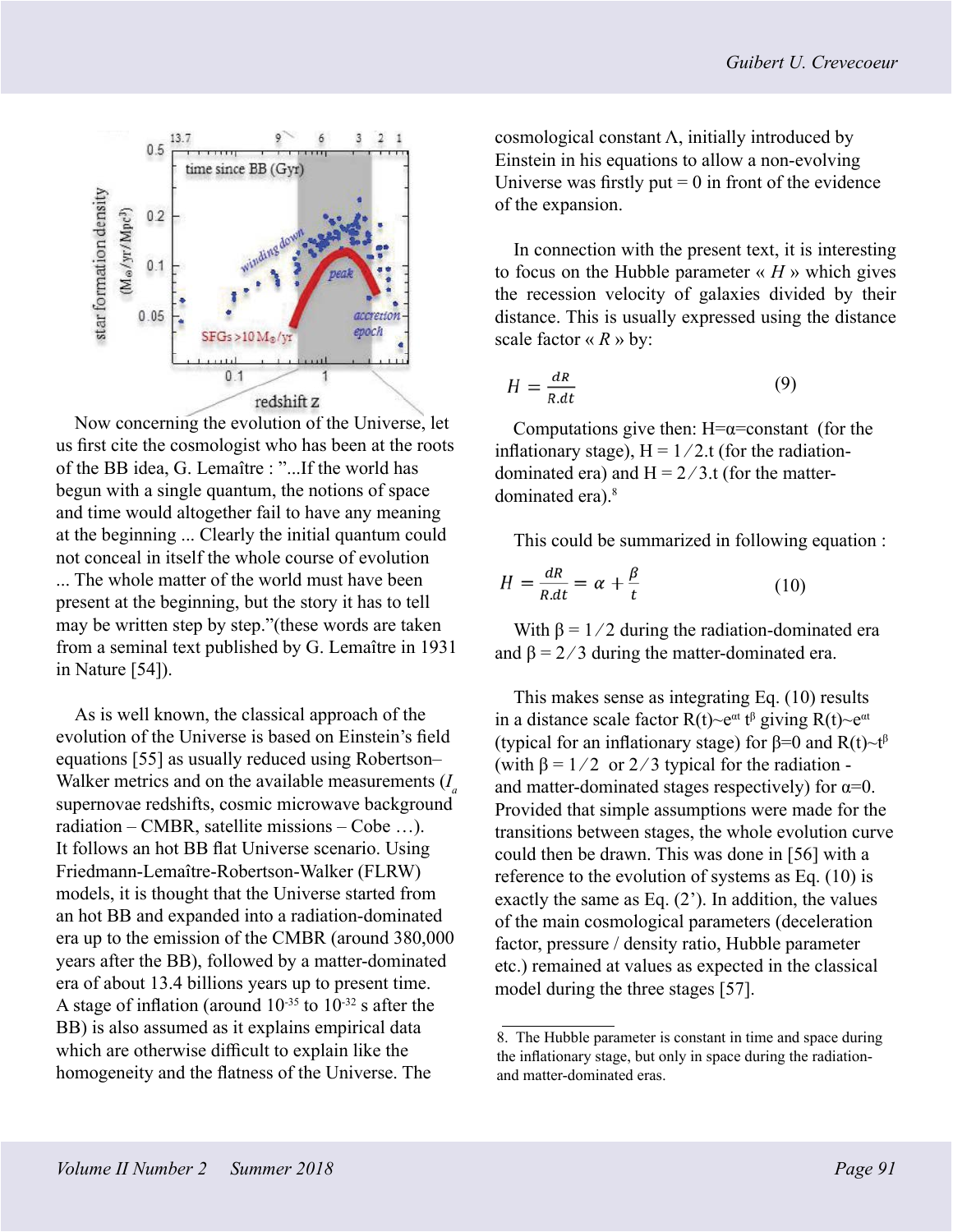Now concerning the evolution of the Universe, let us first cite the cosmologist who has been at the roots of the BB idea, G. Lemaître : "...If the world has begun with a single quantum, the notions of space and time would altogether fail to have any meaning at the beginning ... Clearly the initial quantum could not conceal in itself the whole course of evolution ... The whole matter of the world must have been present at the beginning, but the story it has to tell may be written step by step."(these words are taken from a seminal text published by G. Lemaître in 1931 in Nature [54]).

As is well known, the classical approach of the evolution of the Universe is based on Einstein's field equations [55] as usually reduced using Robertson–Walker metrics and on the available measurements ($I_a$ supernovae redshifts, cosmic microwave background radiation – CMBR, satellite missions – Cobe …). It follows an hot BB flat Universe scenario. Using Friedmann-Lemaître-Robertson-Walker (FLRW) models, it is thought that the Universe started from an hot BB and expanded into a radiation-dominated era up to the emission of the CMBR (around 380,000 years after the BB), followed by a matter-dominated era of about 13.4 billions years up to present time. A stage of inflation (around $10^{-35}$ to $10^{-32}$ s after the BB) is also assumed as it explains empirical data which are otherwise difficult to explain like the homogeneity and the flatness of the Universe. The cosmological constant Λ, initially introduced by Einstein in his equations to allow a non-evolving Universe was firstly put = 0 in front of the evidence of the expansion.

In connection with the present text, it is interesting to focus on the Hubble parameter « $H$ » which gives the recession velocity of galaxies divided by their distance. This is usually expressed using the distance scale factor « $R$ » by:

$$H = \frac{dR}{R.dt} \tag{9}$$

Computations give then: $H=\alpha$=constant (for the inflationary stage), $H = 1/2.t$ (for the radiation-dominated era) and $H = 2/3.t$ (for the matter-dominated era).[8]

This could be summarized in following equation :

$$H = \frac{dR}{R.dt} = \alpha + \frac{\beta}{t} \tag{10}$$

With $\beta = 1/2$ during the radiation-dominated era and $\beta = 2/3$ during the matter-dominated era.

This makes sense as integrating Eq. (10) results in a distance scale factor $R(t) \sim e^{\alpha t}\, t^{\beta}$ giving $R(t) \sim e^{\alpha t}$ (typical for an inflationary stage) for $\beta=0$ and $R(t) \sim t^{\beta}$ (with $\beta = 1/2$ or $2/3$ typical for the radiation - and matter-dominated stages respectively) for $\alpha=0$. Provided that simple assumptions were made for the transitions between stages, the whole evolution curve could then be drawn. This was done in [56] with a reference to the evolution of systems as Eq. (10) is exactly the same as Eq. (2'). In addition, the values of the main cosmological parameters (deceleration factor, pressure / density ratio, Hubble parameter etc.) remained at values as expected in the classical model during the three stages [57].

---

8. The Hubble parameter is constant in time and space during the inflationary stage, but only in space during the radiation- and matter-dominated eras.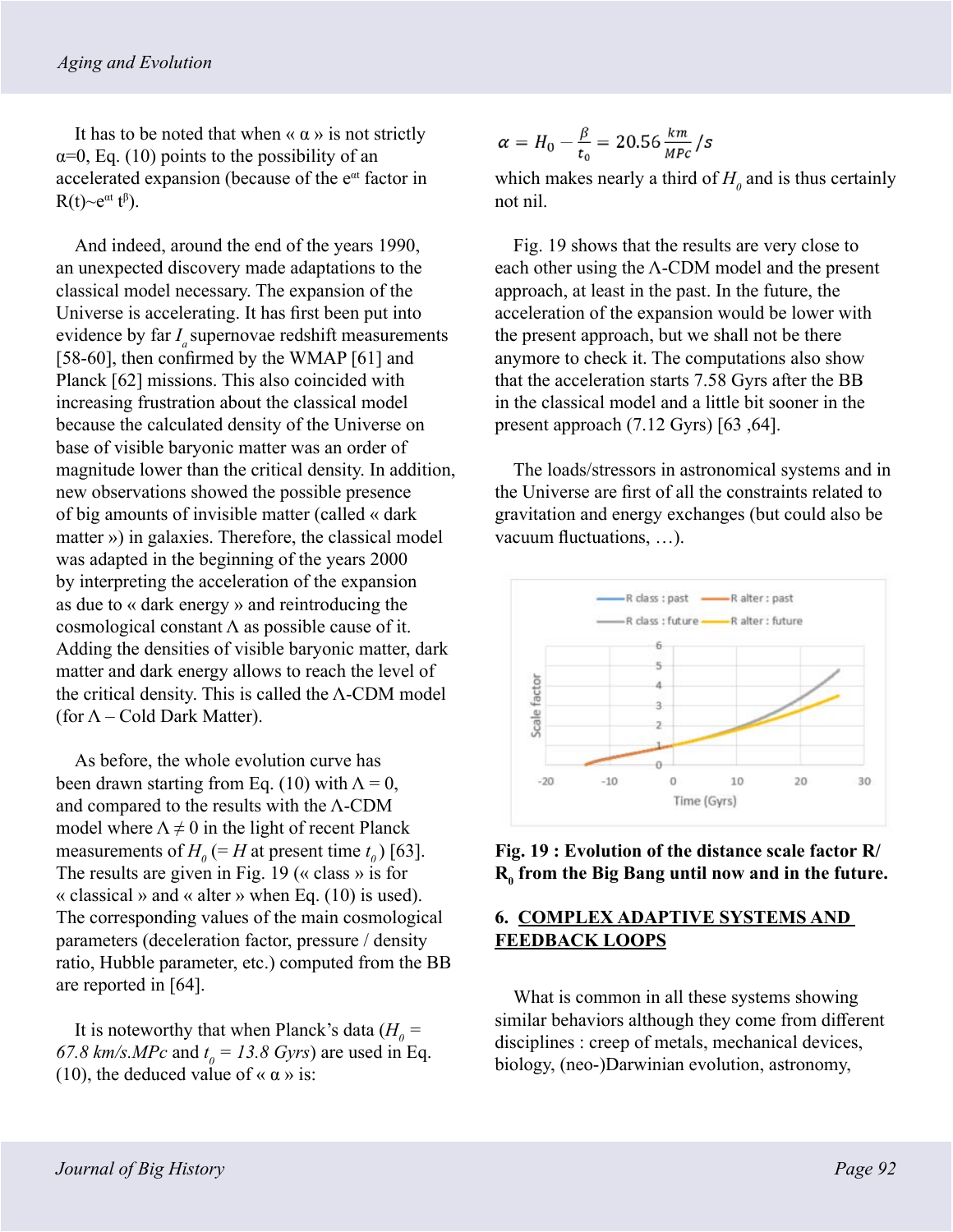It has to be noted that when « α » is not strictly α=0, Eq. (10) points to the possibility of an accelerated expansion (because of the $e^{\alpha t}$ factor in $R(t) \sim e^{\alpha t} t^{\beta}$).

And indeed, around the end of the years 1990, an unexpected discovery made adaptations to the classical model necessary. The expansion of the Universe is accelerating. It has first been put into evidence by far $I_a$ supernovae redshift measurements [58-60], then confirmed by the WMAP [61] and Planck [62] missions. This also coincided with increasing frustration about the classical model because the calculated density of the Universe on base of visible baryonic matter was an order of magnitude lower than the critical density. In addition, new observations showed the possible presence of big amounts of invisible matter (called « dark matter ») in galaxies. Therefore, the classical model was adapted in the beginning of the years 2000 by interpreting the acceleration of the expansion as due to « dark energy » and reintroducing the cosmological constant Λ as possible cause of it. Adding the densities of visible baryonic matter, dark matter and dark energy allows to reach the level of the critical density. This is called the Λ-CDM model (for Λ – Cold Dark Matter).

As before, the whole evolution curve has been drawn starting from Eq. (10) with Λ = 0, and compared to the results with the Λ-CDM model where Λ ≠ 0 in the light of recent Planck measurements of $H_0$ (= $H$ at present time $t_0$) [63]. The results are given in Fig. 19 (« class » is for « classical » and « alter » when Eq. (10) is used). The corresponding values of the main cosmological parameters (deceleration factor, pressure / density ratio, Hubble parameter, etc.) computed from the BB are reported in [64].

It is noteworthy that when Planck's data ($H_0$ = *67.8 km/s.MPc* and $t_0$ = *13.8 Gyrs*) are used in Eq. (10), the deduced value of « α » is:

$$\alpha = H_0 - \frac{\beta}{t_0} = 20.56 \frac{km}{MPc}/s$$

which makes nearly a third of $H_0$ and is thus certainly not nil.

Fig. 19 shows that the results are very close to each other using the Λ-CDM model and the present approach, at least in the past. In the future, the acceleration of the expansion would be lower with the present approach, but we shall not be there anymore to check it. The computations also show that the acceleration starts 7.58 Gyrs after the BB in the classical model and a little bit sooner in the present approach (7.12 Gyrs) [63 ,64].

The loads/stressors in astronomical systems and in the Universe are first of all the constraints related to gravitation and energy exchanges (but could also be vacuum fluctuations, …).

**Fig. 19 : Evolution of the distance scale factor $R/R_0$ from the Big Bang until now and in the future.**

## 6. COMPLEX ADAPTIVE SYSTEMS AND FEEDBACK LOOPS

What is common in all these systems showing similar behaviors although they come from different disciplines : creep of metals, mechanical devices, biology, (neo-)Darwinian evolution, astronomy,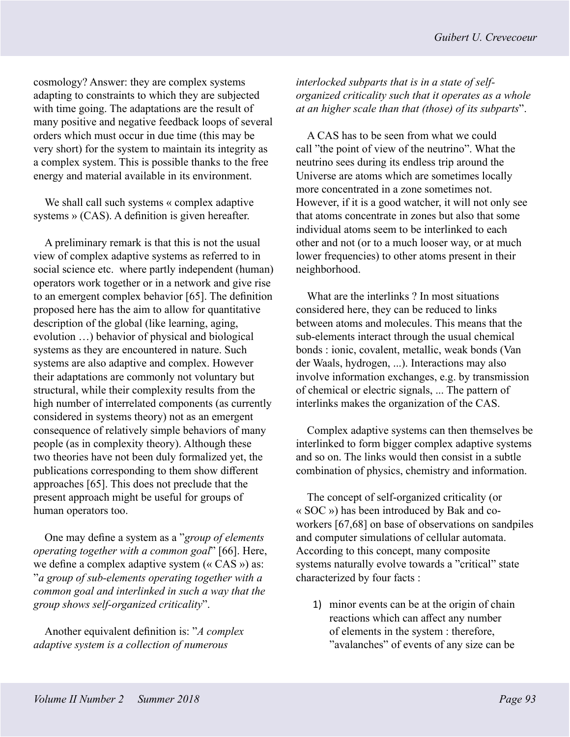cosmology? Answer: they are complex systems adapting to constraints to which they are subjected with time going. The adaptations are the result of many positive and negative feedback loops of several orders which must occur in due time (this may be very short) for the system to maintain its integrity as a complex system. This is possible thanks to the free energy and material available in its environment.

We shall call such systems « complex adaptive systems » (CAS). A definition is given hereafter.

A preliminary remark is that this is not the usual view of complex adaptive systems as referred to in social science etc. where partly independent (human) operators work together or in a network and give rise to an emergent complex behavior [65]. The definition proposed here has the aim to allow for quantitative description of the global (like learning, aging, evolution …) behavior of physical and biological systems as they are encountered in nature. Such systems are also adaptive and complex. However their adaptations are commonly not voluntary but structural, while their complexity results from the high number of interrelated components (as currently considered in systems theory) not as an emergent consequence of relatively simple behaviors of many people (as in complexity theory). Although these two theories have not been duly formalized yet, the publications corresponding to them show different approaches [65]. This does not preclude that the present approach might be useful for groups of human operators too.

One may define a system as a "*group of elements operating together with a common goal*" [66]. Here, we define a complex adaptive system (« CAS ») as: "*a group of sub-elements operating together with a common goal and interlinked in such a way that the group shows self-organized criticality*".

Another equivalent definition is: "*A complex adaptive system is a collection of numerous interlocked subparts that is in a state of self-organized criticality such that it operates as a whole at an higher scale than that (those) of its subparts*".

A CAS has to be seen from what we could call "the point of view of the neutrino". What the neutrino sees during its endless trip around the Universe are atoms which are sometimes locally more concentrated in a zone sometimes not. However, if it is a good watcher, it will not only see that atoms concentrate in zones but also that some individual atoms seem to be interlinked to each other and not (or to a much looser way, or at much lower frequencies) to other atoms present in their neighborhood.

What are the interlinks ? In most situations considered here, they can be reduced to links between atoms and molecules. This means that the sub-elements interact through the usual chemical bonds : ionic, covalent, metallic, weak bonds (Van der Waals, hydrogen, ...). Interactions may also involve information exchanges, e.g. by transmission of chemical or electric signals, ... The pattern of interlinks makes the organization of the CAS.

Complex adaptive systems can then themselves be interlinked to form bigger complex adaptive systems and so on. The links would then consist in a subtle combination of physics, chemistry and information.

The concept of self-organized criticality (or « SOC ») has been introduced by Bak and co-workers [67,68] on base of observations on sandpiles and computer simulations of cellular automata. According to this concept, many composite systems naturally evolve towards a "critical" state characterized by four facts :

1) minor events can be at the origin of chain reactions which can affect any number of elements in the system : therefore, "avalanches" of events of any size can be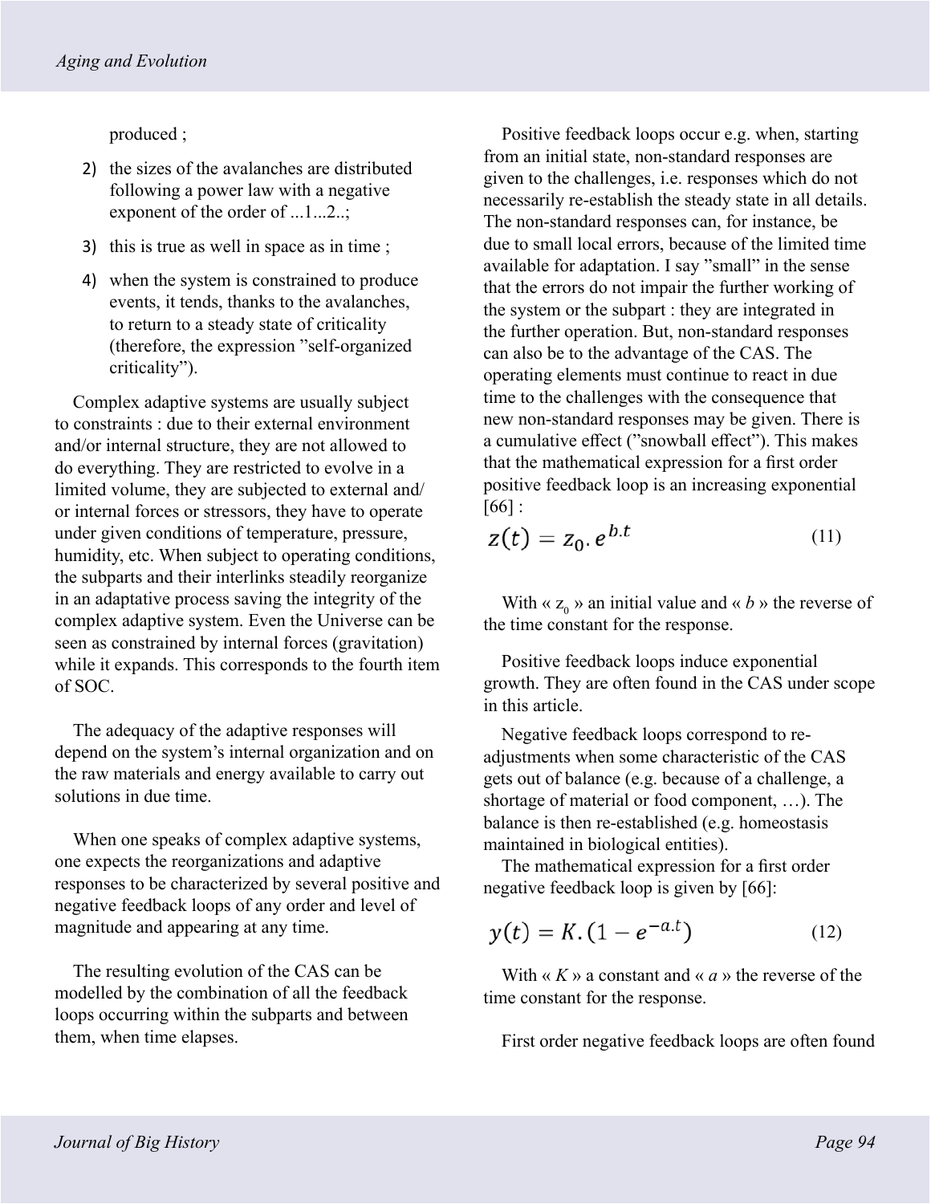produced ;

2) the sizes of the avalanches are distributed following a power law with a negative exponent of the order of ...1...2..;
3) this is true as well in space as in time ;
4) when the system is constrained to produce events, it tends, thanks to the avalanches, to return to a steady state of criticality (therefore, the expression "self-organized criticality").

Complex adaptive systems are usually subject to constraints : due to their external environment and/or internal structure, they are not allowed to do everything. They are restricted to evolve in a limited volume, they are subjected to external and/or internal forces or stressors, they have to operate under given conditions of temperature, pressure, humidity, etc. When subject to operating conditions, the subparts and their interlinks steadily reorganize in an adaptative process saving the integrity of the complex adaptive system. Even the Universe can be seen as constrained by internal forces (gravitation) while it expands. This corresponds to the fourth item of SOC.

The adequacy of the adaptive responses will depend on the system's internal organization and on the raw materials and energy available to carry out solutions in due time.

When one speaks of complex adaptive systems, one expects the reorganizations and adaptive responses to be characterized by several positive and negative feedback loops of any order and level of magnitude and appearing at any time.

The resulting evolution of the CAS can be modelled by the combination of all the feedback loops occurring within the subparts and between them, when time elapses.

Positive feedback loops occur e.g. when, starting from an initial state, non-standard responses are given to the challenges, i.e. responses which do not necessarily re-establish the steady state in all details. The non-standard responses can, for instance, be due to small local errors, because of the limited time available for adaptation. I say "small" in the sense that the errors do not impair the further working of the system or the subpart : they are integrated in the further operation. But, non-standard responses can also be to the advantage of the CAS. The operating elements must continue to react in due time to the challenges with the consequence that new non-standard responses may be given. There is a cumulative effect ("snowball effect"). This makes that the mathematical expression for a first order positive feedback loop is an increasing exponential [66] :

$$z(t) = z_0 . e^{b.t} \tag{11}$$

With « $z_0$ » an initial value and « $b$ » the reverse of the time constant for the response.

Positive feedback loops induce exponential growth. They are often found in the CAS under scope in this article.

Negative feedback loops correspond to re-adjustments when some characteristic of the CAS gets out of balance (e.g. because of a challenge, a shortage of material or food component, …). The balance is then re-established (e.g. homeostasis maintained in biological entities).

The mathematical expression for a first order negative feedback loop is given by [66]:

$$y(t) = K . (1 - e^{-a.t}) \tag{12}$$

With « $K$ » a constant and « $a$ » the reverse of the time constant for the response.

First order negative feedback loops are often found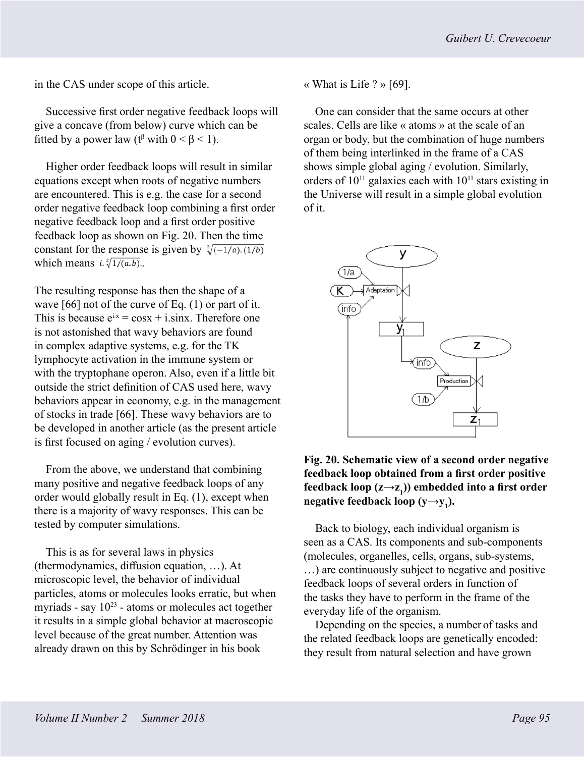in the CAS under scope of this article.

Successive first order negative feedback loops will give a concave (from below) curve which can be fitted by a power law ($t^{\beta}$ with $0 < \beta < 1$).

Higher order feedback loops will result in similar equations except when roots of negative numbers are encountered. This is e.g. the case for a second order negative feedback loop combining a first order negative feedback loop and a first order positive feedback loop as shown on Fig. 20. Then the time constant for the response is given by $\sqrt[2]{(-1/a).(1/b)}$ which means $i.\sqrt[2]{1/(a.b)}$..

The resulting response has then the shape of a wave [66] not of the curve of Eq. (1) or part of it. This is because $e^{i.x} = \cos x + i.\sin x$. Therefore one is not astonished that wavy behaviors are found in complex adaptive systems, e.g. for the TK lymphocyte activation in the immune system or with the tryptophane operon. Also, even if a little bit outside the strict definition of CAS used here, wavy behaviors appear in economy, e.g. in the management of stocks in trade [66]. These wavy behaviors are to be developed in another article (as the present article is first focused on aging / evolution curves).

From the above, we understand that combining many positive and negative feedback loops of any order would globally result in Eq. (1), except when there is a majority of wavy responses. This can be tested by computer simulations.

This is as for several laws in physics (thermodynamics, diffusion equation, …). At microscopic level, the behavior of individual particles, atoms or molecules looks erratic, but when myriads - say $10^{23}$ - atoms or molecules act together it results in a simple global behavior at macroscopic level because of the great number. Attention was already drawn on this by Schrödinger in his book « What is Life ? » [69].

One can consider that the same occurs at other scales. Cells are like « atoms » at the scale of an organ or body, but the combination of huge numbers of them being interlinked in the frame of a CAS shows simple global aging / evolution. Similarly, orders of $10^{11}$ galaxies each with $10^{11}$ stars existing in the Universe will result in a simple global evolution of it.

**Fig. 20. Schematic view of a second order negative feedback loop obtained from a first order positive feedback loop ($z \rightarrow z_1$)) embedded into a first order negative feedback loop ($y \rightarrow y_1$).**

Back to biology, each individual organism is seen as a CAS. Its components and sub-components (molecules, organelles, cells, organs, sub-systems, …) are continuously subject to negative and positive feedback loops of several orders in function of the tasks they have to perform in the frame of the everyday life of the organism.

Depending on the species, a number of tasks and the related feedback loops are genetically encoded: they result from natural selection and have grown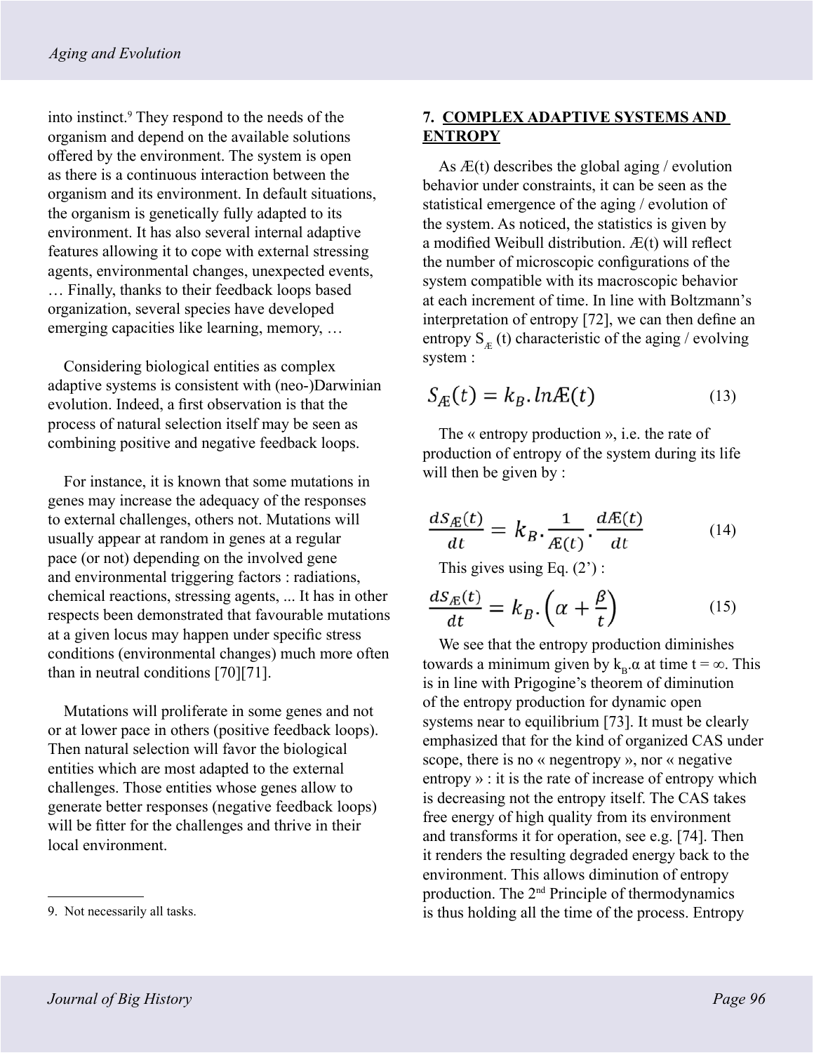into instinct.[9] They respond to the needs of the organism and depend on the available solutions offered by the environment. The system is open as there is a continuous interaction between the organism and its environment. In default situations, the organism is genetically fully adapted to its environment. It has also several internal adaptive features allowing it to cope with external stressing agents, environmental changes, unexpected events, … Finally, thanks to their feedback loops based organization, several species have developed emerging capacities like learning, memory, …

Considering biological entities as complex adaptive systems is consistent with (neo-)Darwinian evolution. Indeed, a first observation is that the process of natural selection itself may be seen as combining positive and negative feedback loops.

For instance, it is known that some mutations in genes may increase the adequacy of the responses to external challenges, others not. Mutations will usually appear at random in genes at a regular pace (or not) depending on the involved gene and environmental triggering factors : radiations, chemical reactions, stressing agents, ... It has in other respects been demonstrated that favourable mutations at a given locus may happen under specific stress conditions (environmental changes) much more often than in neutral conditions [70][71].

Mutations will proliferate in some genes and not or at lower pace in others (positive feedback loops). Then natural selection will favor the biological entities which are most adapted to the external challenges. Those entities whose genes allow to generate better responses (negative feedback loops) will be fitter for the challenges and thrive in their local environment.

9. Not necessarily all tasks.

## 7. COMPLEX ADAPTIVE SYSTEMS AND ENTROPY

As Æ(t) describes the global aging / evolution behavior under constraints, it can be seen as the statistical emergence of the aging / evolution of the system. As noticed, the statistics is given by a modified Weibull distribution. Æ(t) will reflect the number of microscopic configurations of the system compatible with its macroscopic behavior at each increment of time. In line with Boltzmann's interpretation of entropy [72], we can then define an entropy $S_{Æ}(t)$ characteristic of the aging / evolving system :

$$S_{Æ}(t) = k_B . \ln Æ(t) \tag{13}$$

The « entropy production », i.e. the rate of production of entropy of the system during its life will then be given by :

$$\frac{dS_{Æ}(t)}{dt} = k_B . \frac{1}{Æ(t)} . \frac{dÆ(t)}{dt} \tag{14}$$

This gives using Eq. (2') :

$$\frac{dS_{Æ}(t)}{dt} = k_B . \left(\alpha + \frac{\beta}{t}\right) \tag{15}$$

We see that the entropy production diminishes towards a minimum given by $k_B.\alpha$ at time $t = \infty$. This is in line with Prigogine's theorem of diminution of the entropy production for dynamic open systems near to equilibrium [73]. It must be clearly emphasized that for the kind of organized CAS under scope, there is no « negentropy », nor « negative entropy » : it is the rate of increase of entropy which is decreasing not the entropy itself. The CAS takes free energy of high quality from its environment and transforms it for operation, see e.g. [74]. Then it renders the resulting degraded energy back to the environment. This allows diminution of entropy production. The 2nd Principle of thermodynamics is thus holding all the time of the process. Entropy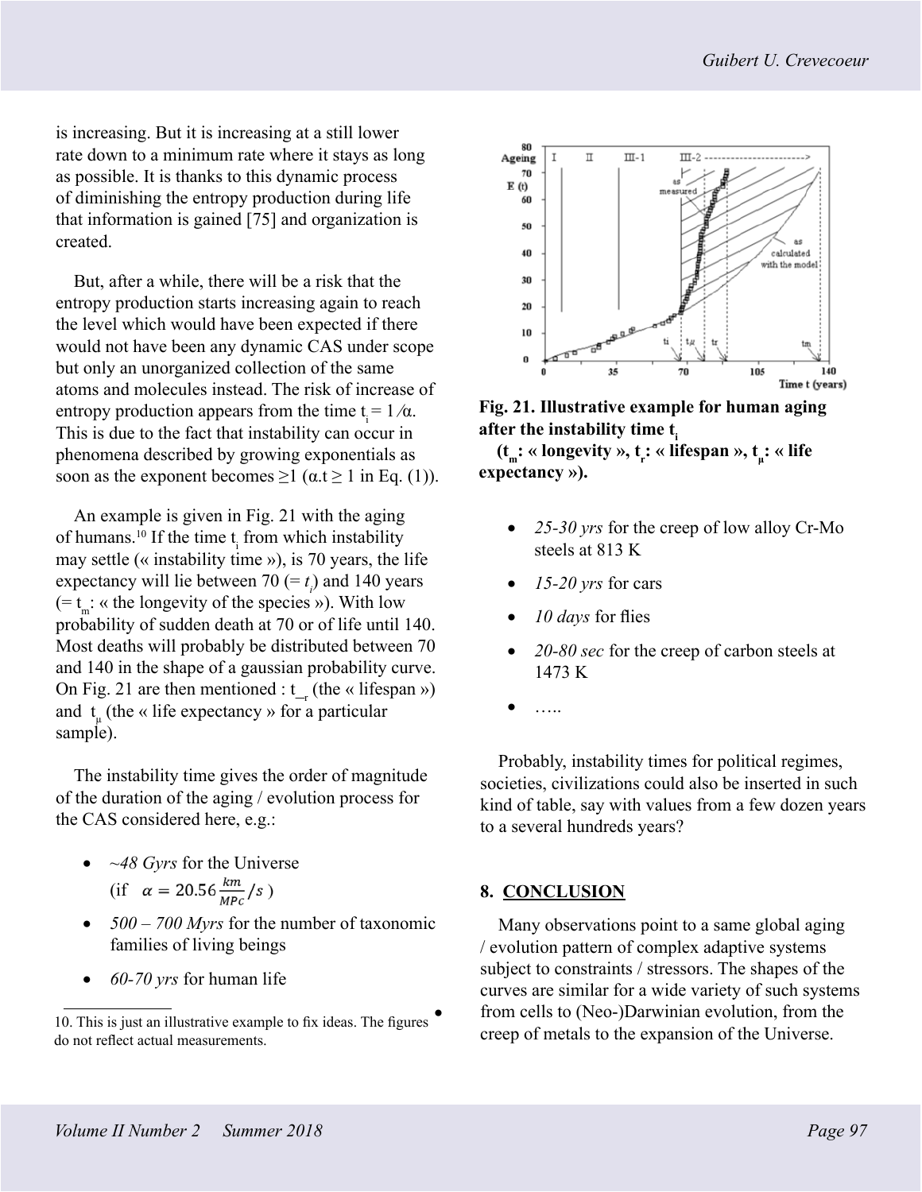is increasing. But it is increasing at a still lower rate down to a minimum rate where it stays as long as possible. It is thanks to this dynamic process of diminishing the entropy production during life that information is gained [75] and organization is created.

But, after a while, there will be a risk that the entropy production starts increasing again to reach the level which would have been expected if there would not have been any dynamic CAS under scope but only an unorganized collection of the same atoms and molecules instead. The risk of increase of entropy production appears from the time $t_i = 1/\alpha$. This is due to the fact that instability can occur in phenomena described by growing exponentials as soon as the exponent becomes ≥1 ($\alpha.t \geq 1$ in Eq. (1)).

An example is given in Fig. 21 with the aging of humans.[10] If the time $t_i$ from which instability may settle (« instability time »), is 70 years, the life expectancy will lie between 70 (= $t_i$) and 140 years (= $t_m$: « the longevity of the species »). With low probability of sudden death at 70 or of life until 140. Most deaths will probably be distributed between 70 and 140 in the shape of a gaussian probability curve. On Fig. 21 are then mentioned : $t_r$ (the « lifespan ») and $t_\mu$ (the « life expectancy » for a particular sample).

The instability time gives the order of magnitude of the duration of the aging / evolution process for the CAS considered here, e.g.:

- *~48 Gyrs* for the Universe (if $\alpha = 20.56 \frac{km}{MPc}/s$ )
- *500 – 700 Myrs* for the number of taxonomic families of living beings
- *60-70 yrs* for human life

**Fig. 21. Illustrative example for human aging after the instability time $t_i$ ($t_m$: « longevity », $t_r$: « lifespan », $t_\mu$: « life expectancy »).**

- *25-30 yrs* for the creep of low alloy Cr-Mo steels at 813 K
- *15-20 yrs* for cars
- *10 days* for flies
- *20-80 sec* for the creep of carbon steels at 1473 K
- …..

Probably, instability times for political regimes, societies, civilizations could also be inserted in such kind of table, say with values from a few dozen years to a several hundreds years?

## 8. CONCLUSION

Many observations point to a same global aging / evolution pattern of complex adaptive systems subject to constraints / stressors. The shapes of the curves are similar for a wide variety of such systems from cells to (Neo-)Darwinian evolution, from the creep of metals to the expansion of the Universe.

10. This is just an illustrative example to fix ideas. The figures do not reflect actual measurements.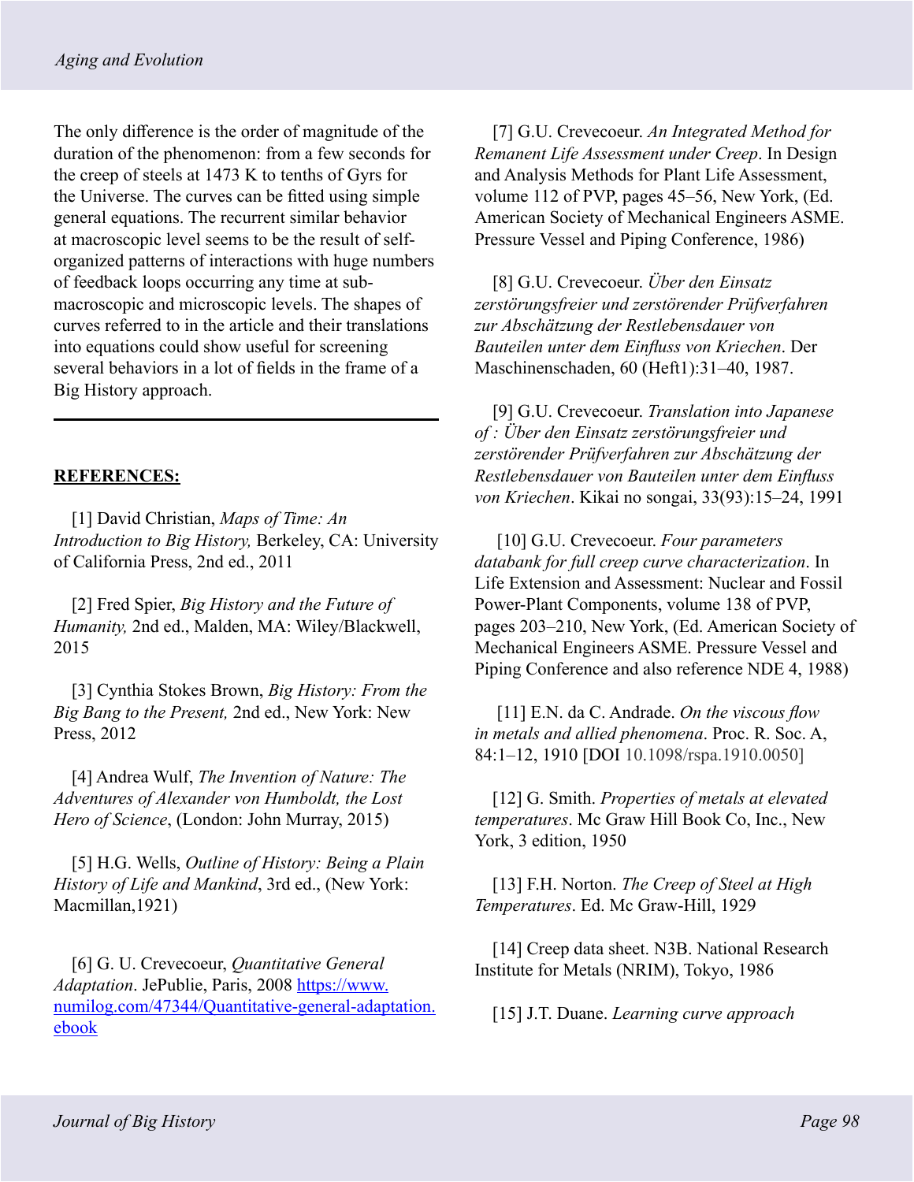The only difference is the order of magnitude of the duration of the phenomenon: from a few seconds for the creep of steels at 1473 K to tenths of Gyrs for the Universe. The curves can be fitted using simple general equations. The recurrent similar behavior at macroscopic level seems to be the result of self-organized patterns of interactions with huge numbers of feedback loops occurring any time at sub-macroscopic and microscopic levels. The shapes of curves referred to in the article and their translations into equations could show useful for screening several behaviors in a lot of fields in the frame of a Big History approach.

---

**REFERENCES:**

[1] David Christian, *Maps of Time: An Introduction to Big History,* Berkeley, CA: University of California Press, 2nd ed., 2011

[2] Fred Spier, *Big History and the Future of Humanity,* 2nd ed., Malden, MA: Wiley/Blackwell, 2015

[3] Cynthia Stokes Brown, *Big History: From the Big Bang to the Present,* 2nd ed., New York: New Press, 2012

[4] Andrea Wulf, *The Invention of Nature: The Adventures of Alexander von Humboldt, the Lost Hero of Science*, (London: John Murray, 2015)

[5] H.G. Wells, *Outline of History: Being a Plain History of Life and Mankind*, 3rd ed., (New York: Macmillan,1921)

[6] G. U. Crevecoeur, *Quantitative General Adaptation*. JePublie, Paris, 2008 https://www.numilog.com/47344/Quantitative-general-adaptation.ebook

[7] G.U. Crevecoeur. *An Integrated Method for Remanent Life Assessment under Creep*. In Design and Analysis Methods for Plant Life Assessment, volume 112 of PVP, pages 45–56, New York, (Ed. American Society of Mechanical Engineers ASME. Pressure Vessel and Piping Conference, 1986)

[8] G.U. Crevecoeur. *Über den Einsatz zerstörungsfreier und zerstörender Prüfverfahren zur Abschätzung der Restlebensdauer von Bauteilen unter dem Einfluss von Kriechen*. Der Maschinenschaden, 60 (Heft1):31–40, 1987.

[9] G.U. Crevecoeur. *Translation into Japanese of : Über den Einsatz zerstörungsfreier und zerstörender Prüfverfahren zur Abschätzung der Restlebensdauer von Bauteilen unter dem Einfluss von Kriechen*. Kikai no songai, 33(93):15–24, 1991

[10] G.U. Crevecoeur. *Four parameters databank for full creep curve characterization*. In Life Extension and Assessment: Nuclear and Fossil Power-Plant Components, volume 138 of PVP, pages 203–210, New York, (Ed. American Society of Mechanical Engineers ASME. Pressure Vessel and Piping Conference and also reference NDE 4, 1988)

[11] E.N. da C. Andrade. *On the viscous flow in metals and allied phenomena*. Proc. R. Soc. A, 84:1–12, 1910 [DOI 10.1098/rspa.1910.0050]

[12] G. Smith. *Properties of metals at elevated temperatures*. Mc Graw Hill Book Co, Inc., New York, 3 edition, 1950

[13] F.H. Norton. *The Creep of Steel at High Temperatures*. Ed. Mc Graw-Hill, 1929

[14] Creep data sheet. N3B. National Research Institute for Metals (NRIM), Tokyo, 1986

[15] J.T. Duane. *Learning curve approach*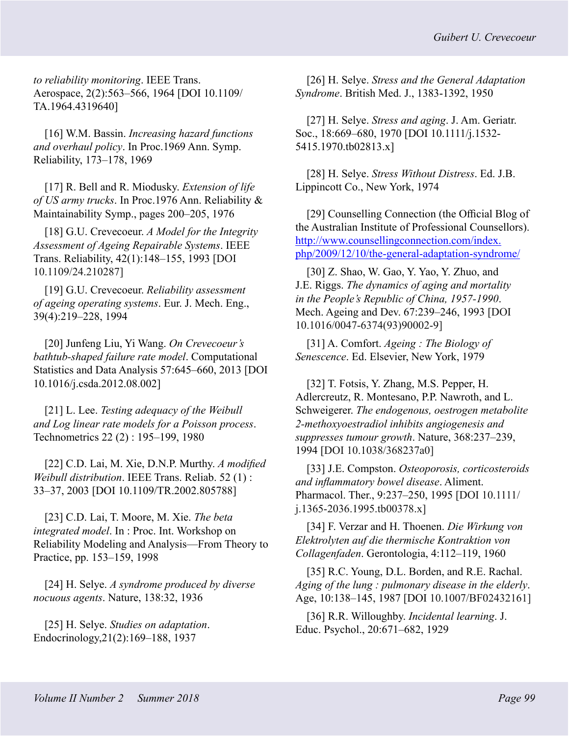*to reliability monitoring*. IEEE Trans. Aerospace, 2(2):563–566, 1964 [DOI 10.1109/TA.1964.4319640]

[16] W.M. Bassin. *Increasing hazard functions and overhaul policy*. In Proc.1969 Ann. Symp. Reliability, 173–178, 1969

[17] R. Bell and R. Miodusky. *Extension of life of US army trucks*. In Proc.1976 Ann. Reliability & Maintainability Symp., pages 200–205, 1976

[18] G.U. Crevecoeur. *A Model for the Integrity Assessment of Ageing Repairable Systems*. IEEE Trans. Reliability, 42(1):148–155, 1993 [DOI 10.1109/24.210287]

[19] G.U. Crevecoeur. *Reliability assessment of ageing operating systems*. Eur. J. Mech. Eng., 39(4):219–228, 1994

[20] Junfeng Liu, Yi Wang. *On Crevecoeur's bathtub-shaped failure rate model*. Computational Statistics and Data Analysis 57:645–660, 2013 [DOI 10.1016/j.csda.2012.08.002]

[21] L. Lee. *Testing adequacy of the Weibull and Log linear rate models for a Poisson process*. Technometrics 22 (2) : 195–199, 1980

[22] C.D. Lai, M. Xie, D.N.P. Murthy. *A modified Weibull distribution*. IEEE Trans. Reliab. 52 (1) : 33–37, 2003 [DOI 10.1109/TR.2002.805788]

[23] C.D. Lai, T. Moore, M. Xie. *The beta integrated model*. In : Proc. Int. Workshop on Reliability Modeling and Analysis—From Theory to Practice, pp. 153–159, 1998

[24] H. Selye. *A syndrome produced by diverse nocuous agents*. Nature, 138:32, 1936

[25] H. Selye. *Studies on adaptation*. Endocrinology,21(2):169–188, 1937

[26] H. Selye. *Stress and the General Adaptation Syndrome*. British Med. J., 1383-1392, 1950

[27] H. Selye. *Stress and aging*. J. Am. Geriatr. Soc., 18:669–680, 1970 [DOI 10.1111/j.1532-5415.1970.tb02813.x]

[28] H. Selye. *Stress Without Distress*. Ed. J.B. Lippincott Co., New York, 1974

[29] Counselling Connection (the Official Blog of the Australian Institute of Professional Counsellors). http://www.counsellingconnection.com/index.php/2009/12/10/the-general-adaptation-syndrome/

[30] Z. Shao, W. Gao, Y. Yao, Y. Zhuo, and J.E. Riggs. *The dynamics of aging and mortality in the People's Republic of China, 1957-1990*. Mech. Ageing and Dev. 67:239–246, 1993 [DOI 10.1016/0047-6374(93)90002-9]

[31] A. Comfort. *Ageing : The Biology of Senescence*. Ed. Elsevier, New York, 1979

[32] T. Fotsis, Y. Zhang, M.S. Pepper, H. Adlercreutz, R. Montesano, P.P. Nawroth, and L. Schweigerer. *The endogenous, oestrogen metabolite 2-methoxyoestradiol inhibits angiogenesis and suppresses tumour growth*. Nature, 368:237–239, 1994 [DOI 10.1038/368237a0]

[33] J.E. Compston. *Osteoporosis, corticosteroids and inflammatory bowel disease*. Aliment. Pharmacol. Ther., 9:237–250, 1995 [DOI 10.1111/j.1365-2036.1995.tb00378.x]

[34] F. Verzar and H. Thoenen. *Die Wirkung von Elektrolyten auf die thermische Kontraktion von Collagenfaden*. Gerontologia, 4:112–119, 1960

[35] R.C. Young, D.L. Borden, and R.E. Rachal. *Aging of the lung : pulmonary disease in the elderly*. Age, 10:138–145, 1987 [DOI 10.1007/BF02432161]

[36] R.R. Willoughby. *Incidental learning*. J. Educ. Psychol., 20:671–682, 1929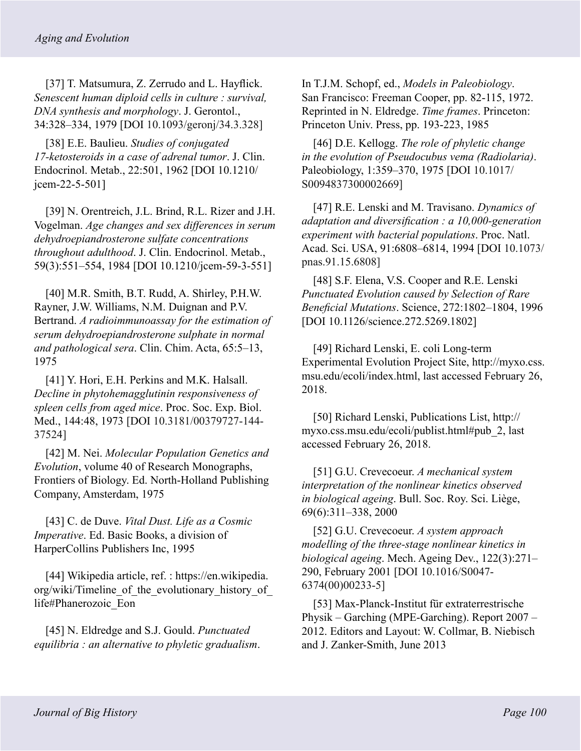[37] T. Matsumura, Z. Zerrudo and L. Hayflick. *Senescent human diploid cells in culture : survival, DNA synthesis and morphology*. J. Gerontol., 34:328–334, 1979 [DOI 10.1093/geronj/34.3.328]

[38] E.E. Baulieu. *Studies of conjugated 17-ketosteroids in a case of adrenal tumor*. J. Clin. Endocrinol. Metab., 22:501, 1962 [DOI 10.1210/jcem-22-5-501]

[39] N. Orentreich, J.L. Brind, R.L. Rizer and J.H. Vogelman. *Age changes and sex differences in serum dehydroepiandrosterone sulfate concentrations throughout adulthood*. J. Clin. Endocrinol. Metab., 59(3):551–554, 1984 [DOI 10.1210/jcem-59-3-551]

[40] M.R. Smith, B.T. Rudd, A. Shirley, P.H.W. Rayner, J.W. Williams, N.M. Duignan and P.V. Bertrand. *A radioimmunoassay for the estimation of serum dehydroepiandrosterone sulphate in normal and pathological sera*. Clin. Chim. Acta, 65:5–13, 1975

[41] Y. Hori, E.H. Perkins and M.K. Halsall. *Decline in phytohemagglutinin responsiveness of spleen cells from aged mice*. Proc. Soc. Exp. Biol. Med., 144:48, 1973 [DOI 10.3181/00379727-144-37524]

[42] M. Nei. *Molecular Population Genetics and Evolution*, volume 40 of Research Monographs, Frontiers of Biology. Ed. North-Holland Publishing Company, Amsterdam, 1975

[43] C. de Duve. *Vital Dust. Life as a Cosmic Imperative*. Ed. Basic Books, a division of HarperCollins Publishers Inc, 1995

[44] Wikipedia article, ref. : https://en.wikipedia.org/wiki/Timeline_of_the_evolutionary_history_of_life#Phanerozoic_Eon

[45] N. Eldredge and S.J. Gould. *Punctuated equilibria : an alternative to phyletic gradualism*. In T.J.M. Schopf, ed., *Models in Paleobiology*. San Francisco: Freeman Cooper, pp. 82-115, 1972. Reprinted in N. Eldredge. *Time frames*. Princeton: Princeton Univ. Press, pp. 193-223, 1985

[46] D.E. Kellogg. *The role of phyletic change in the evolution of Pseudocubus vema (Radiolaria)*. Paleobiology, 1:359–370, 1975 [DOI 10.1017/S0094837300002669]

[47] R.E. Lenski and M. Travisano. *Dynamics of adaptation and diversification : a 10,000-generation experiment with bacterial populations*. Proc. Natl. Acad. Sci. USA, 91:6808–6814, 1994 [DOI 10.1073/pnas.91.15.6808]

[48] S.F. Elena, V.S. Cooper and R.E. Lenski *Punctuated Evolution caused by Selection of Rare Beneficial Mutations*. Science, 272:1802–1804, 1996 [DOI 10.1126/science.272.5269.1802]

[49] Richard Lenski, E. coli Long-term Experimental Evolution Project Site, http://myxo.css.msu.edu/ecoli/index.html, last accessed February 26, 2018.

[50] Richard Lenski, Publications List, http://myxo.css.msu.edu/ecoli/publist.html#pub_2, last accessed February 26, 2018.

[51] G.U. Crevecoeur. *A mechanical system interpretation of the nonlinear kinetics observed in biological ageing*. Bull. Soc. Roy. Sci. Liège, 69(6):311–338, 2000

[52] G.U. Crevecoeur. *A system approach modelling of the three-stage nonlinear kinetics in biological ageing*. Mech. Ageing Dev., 122(3):271–290, February 2001 [DOI 10.1016/S0047-6374(00)00233-5]

[53] Max-Planck-Institut für extraterrestrische Physik – Garching (MPE-Garching). Report 2007 – 2012. Editors and Layout: W. Collmar, B. Niebisch and J. Zanker-Smith, June 2013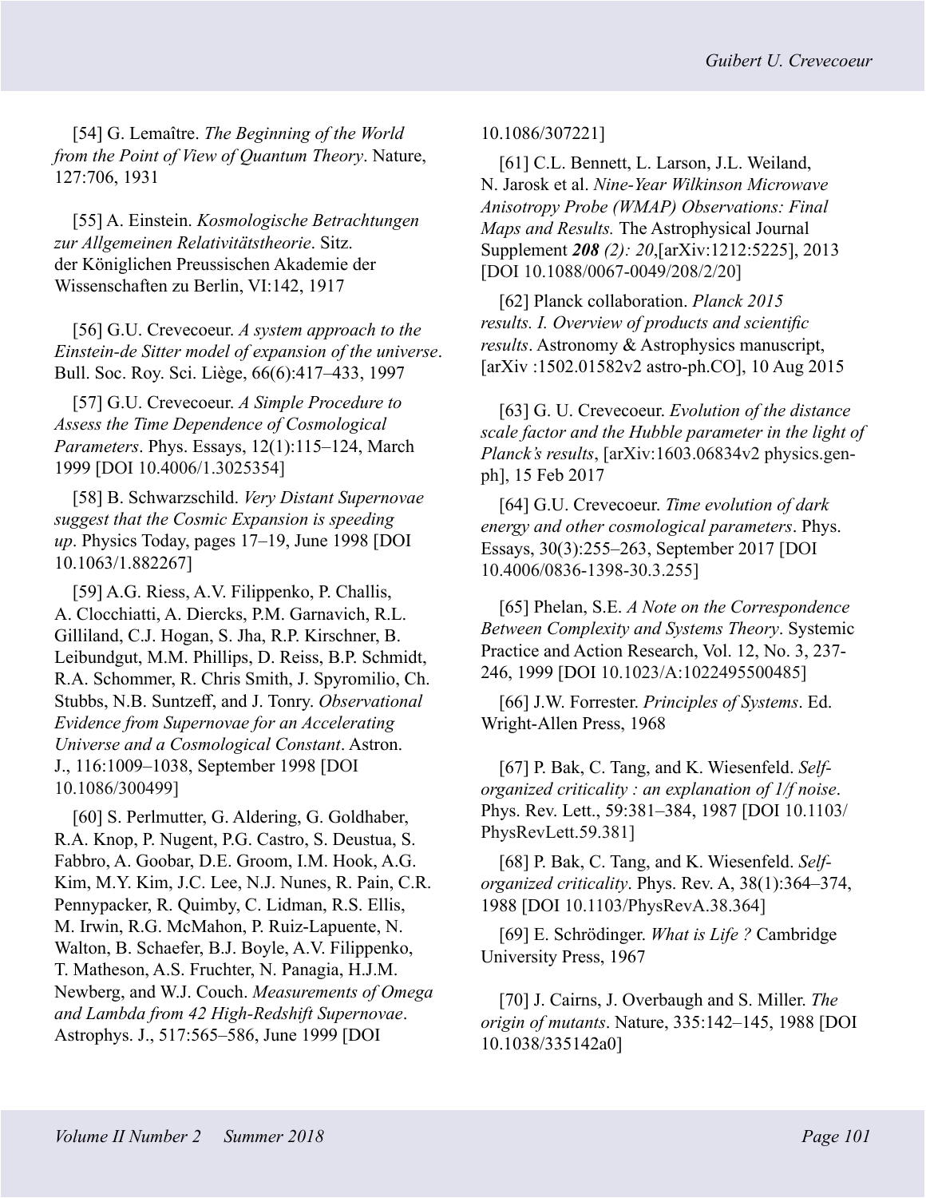[54] G. Lemaître. *The Beginning of the World from the Point of View of Quantum Theory*. Nature, 127:706, 1931

[55] A. Einstein. *Kosmologische Betrachtungen zur Allgemeinen Relativitätstheorie*. Sitz. der Königlichen Preussischen Akademie der Wissenschaften zu Berlin, VI:142, 1917

[56] G.U. Crevecoeur. *A system approach to the Einstein-de Sitter model of expansion of the universe*. Bull. Soc. Roy. Sci. Liège, 66(6):417–433, 1997

[57] G.U. Crevecoeur. *A Simple Procedure to Assess the Time Dependence of Cosmological Parameters*. Phys. Essays, 12(1):115–124, March 1999 [DOI 10.4006/1.3025354]

[58] B. Schwarzschild. *Very Distant Supernovae suggest that the Cosmic Expansion is speeding up*. Physics Today, pages 17–19, June 1998 [DOI 10.1063/1.882267]

[59] A.G. Riess, A.V. Filippenko, P. Challis, A. Clocchiatti, A. Diercks, P.M. Garnavich, R.L. Gilliland, C.J. Hogan, S. Jha, R.P. Kirschner, B. Leibundgut, M.M. Phillips, D. Reiss, B.P. Schmidt, R.A. Schommer, R. Chris Smith, J. Spyromilio, Ch. Stubbs, N.B. Suntzeff, and J. Tonry. *Observational Evidence from Supernovae for an Accelerating Universe and a Cosmological Constant*. Astron. J., 116:1009–1038, September 1998 [DOI 10.1086/300499]

[60] S. Perlmutter, G. Aldering, G. Goldhaber, R.A. Knop, P. Nugent, P.G. Castro, S. Deustua, S. Fabbro, A. Goobar, D.E. Groom, I.M. Hook, A.G. Kim, M.Y. Kim, J.C. Lee, N.J. Nunes, R. Pain, C.R. Pennypacker, R. Quimby, C. Lidman, R.S. Ellis, M. Irwin, R.G. McMahon, P. Ruiz-Lapuente, N. Walton, B. Schaefer, B.J. Boyle, A.V. Filippenko, T. Matheson, A.S. Fruchter, N. Panagia, H.J.M. Newberg, and W.J. Couch. *Measurements of Omega and Lambda from 42 High-Redshift Supernovae*. Astrophys. J., 517:565–586, June 1999 [DOI 10.1086/307221]

[61] C.L. Bennett, L. Larson, J.L. Weiland, N. Jarosk et al. *Nine-Year Wilkinson Microwave Anisotropy Probe (WMAP) Observations: Final Maps and Results.* The Astrophysical Journal Supplement ***208*** *(2): 20*,[arXiv:1212:5225], 2013 [DOI 10.1088/0067-0049/208/2/20]

[62] Planck collaboration. *Planck 2015 results. I. Overview of products and scientific results*. Astronomy & Astrophysics manuscript, [arXiv :1502.01582v2 astro-ph.CO], 10 Aug 2015

[63] G. U. Crevecoeur. *Evolution of the distance scale factor and the Hubble parameter in the light of Planck's results*, [arXiv:1603.06834v2 physics.gen-ph], 15 Feb 2017

[64] G.U. Crevecoeur. *Time evolution of dark energy and other cosmological parameters*. Phys. Essays, 30(3):255–263, September 2017 [DOI 10.4006/0836-1398-30.3.255]

[65] Phelan, S.E. *A Note on the Correspondence Between Complexity and Systems Theory*. Systemic Practice and Action Research, Vol. 12, No. 3, 237-246, 1999 [DOI 10.1023/A:1022495500485]

[66] J.W. Forrester. *Principles of Systems*. Ed. Wright-Allen Press, 1968

[67] P. Bak, C. Tang, and K. Wiesenfeld. *Self-organized criticality : an explanation of 1/f noise*. Phys. Rev. Lett., 59:381–384, 1987 [DOI 10.1103/PhysRevLett.59.381]

[68] P. Bak, C. Tang, and K. Wiesenfeld. *Self-organized criticality*. Phys. Rev. A, 38(1):364–374, 1988 [DOI 10.1103/PhysRevA.38.364]

[69] E. Schrödinger. *What is Life ?* Cambridge University Press, 1967

[70] J. Cairns, J. Overbaugh and S. Miller. *The origin of mutants*. Nature, 335:142–145, 1988 [DOI 10.1038/335142a0]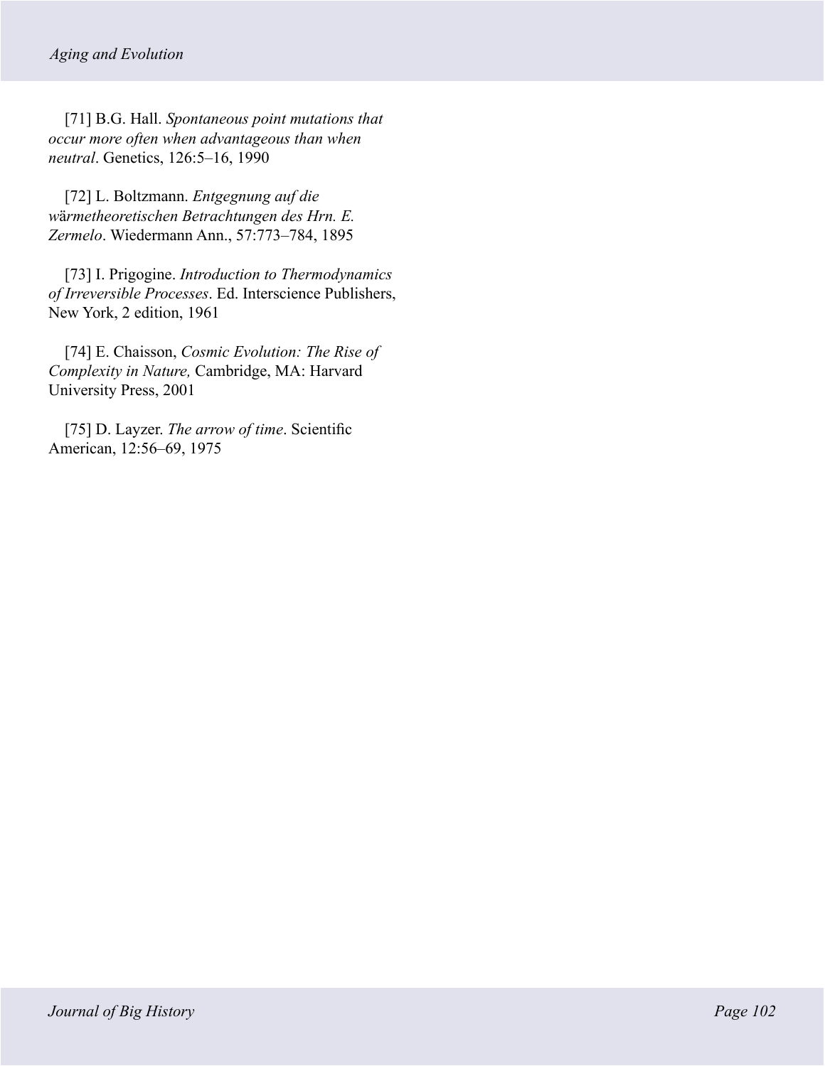[71] B.G. Hall. *Spontaneous point mutations that occur more often when advantageous than when neutral*. Genetics, 126:5–16, 1990

[72] L. Boltzmann. *Entgegnung auf die wärmetheoretischen Betrachtungen des Hrn. E. Zermelo*. Wiedermann Ann., 57:773–784, 1895

[73] I. Prigogine. *Introduction to Thermodynamics of Irreversible Processes*. Ed. Interscience Publishers, New York, 2 edition, 1961

[74] E. Chaisson, *Cosmic Evolution: The Rise of Complexity in Nature,* Cambridge, MA: Harvard University Press, 2001

[75] D. Layzer. *The arrow of time*. Scientific American, 12:56–69, 1975